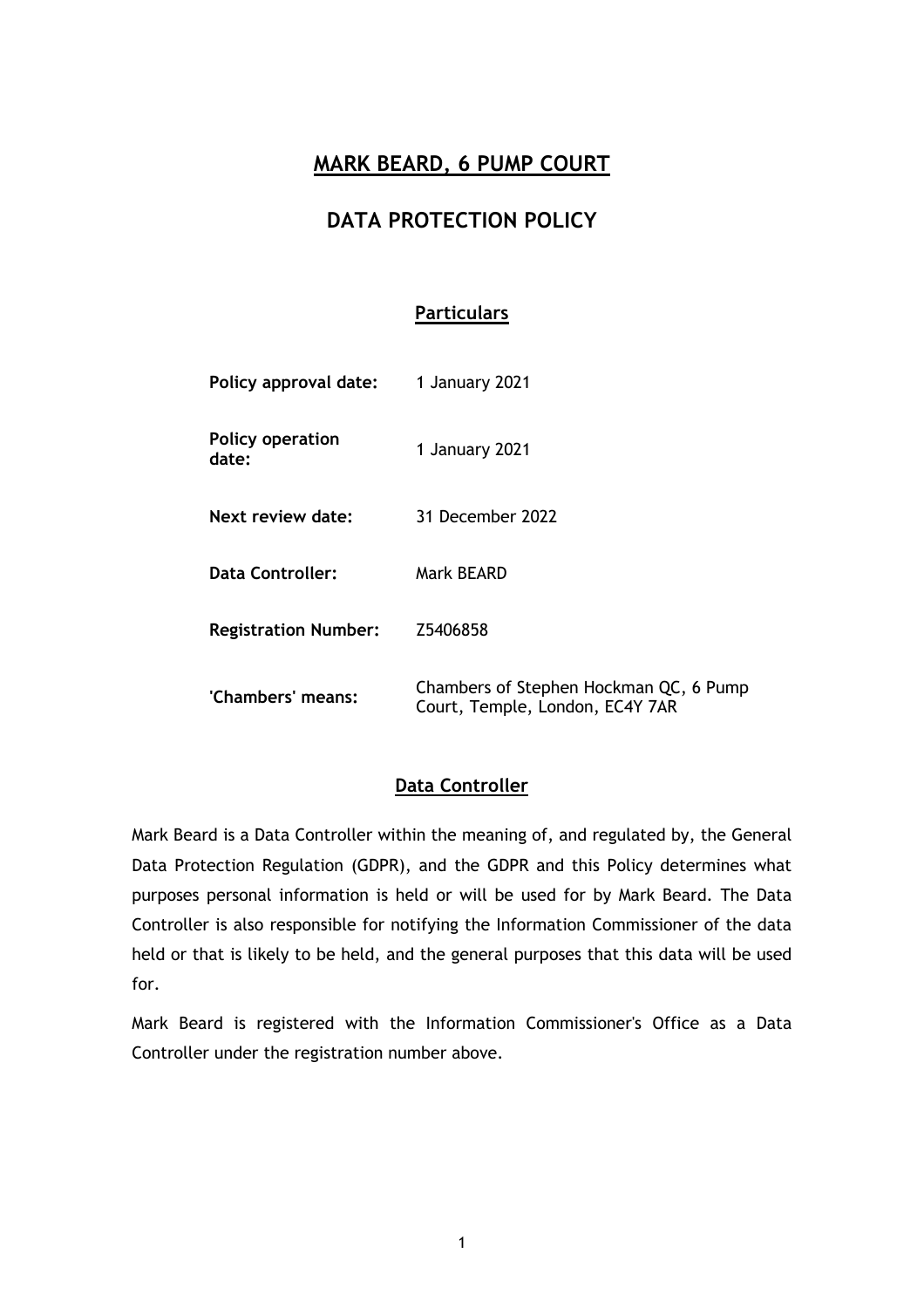# MARK BEARD, 6 PUMP COURT

# DATA PROTECTION POLICY

## Particulars

| | |
|---|---|
| **Policy approval date:** | 1 January 2021 |
| **Policy operation date:** | 1 January 2021 |
| **Next review date:** | 31 December 2022 |
| **Data Controller:** | Mark BEARD |
| **Registration Number:** | Z5406858 |
| **'Chambers' means:** | Chambers of Stephen Hockman QC, 6 Pump Court, Temple, London, EC4Y 7AR |

## Data Controller

Mark Beard is a Data Controller within the meaning of, and regulated by, the General Data Protection Regulation (GDPR), and the GDPR and this Policy determines what purposes personal information is held or will be used for by Mark Beard. The Data Controller is also responsible for notifying the Information Commissioner of the data held or that is likely to be held, and the general purposes that this data will be used for.

Mark Beard is registered with the Information Commissioner's Office as a Data Controller under the registration number above.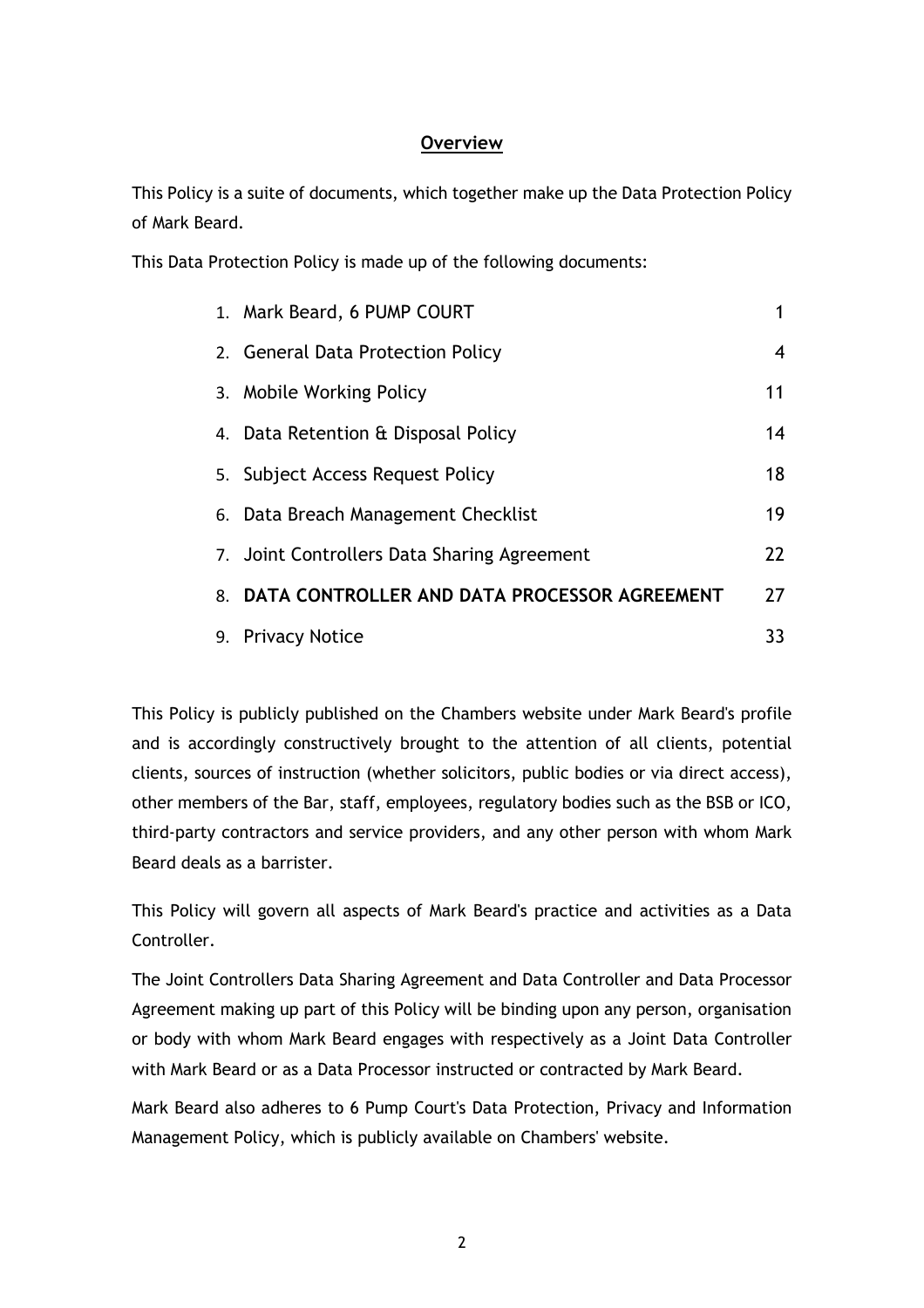## Overview

This Policy is a suite of documents, which together make up the Data Protection Policy of Mark Beard.

This Data Protection Policy is made up of the following documents:

| | |
|---|---|
| 1. Mark Beard, 6 PUMP COURT | 1 |
| 2. General Data Protection Policy | 4 |
| 3. Mobile Working Policy | 11 |
| 4. Data Retention & Disposal Policy | 14 |
| 5. Subject Access Request Policy | 18 |
| 6. Data Breach Management Checklist | 19 |
| 7. Joint Controllers Data Sharing Agreement | 22 |
| 8. **DATA CONTROLLER AND DATA PROCESSOR AGREEMENT** | 27 |
| 9. Privacy Notice | 33 |

This Policy is publicly published on the Chambers website under Mark Beard's profile and is accordingly constructively brought to the attention of all clients, potential clients, sources of instruction (whether solicitors, public bodies or via direct access), other members of the Bar, staff, employees, regulatory bodies such as the BSB or ICO, third-party contractors and service providers, and any other person with whom Mark Beard deals as a barrister.

This Policy will govern all aspects of Mark Beard's practice and activities as a Data Controller.

The Joint Controllers Data Sharing Agreement and Data Controller and Data Processor Agreement making up part of this Policy will be binding upon any person, organisation or body with whom Mark Beard engages with respectively as a Joint Data Controller with Mark Beard or as a Data Processor instructed or contracted by Mark Beard.

Mark Beard also adheres to 6 Pump Court's Data Protection, Privacy and Information Management Policy, which is publicly available on Chambers' website.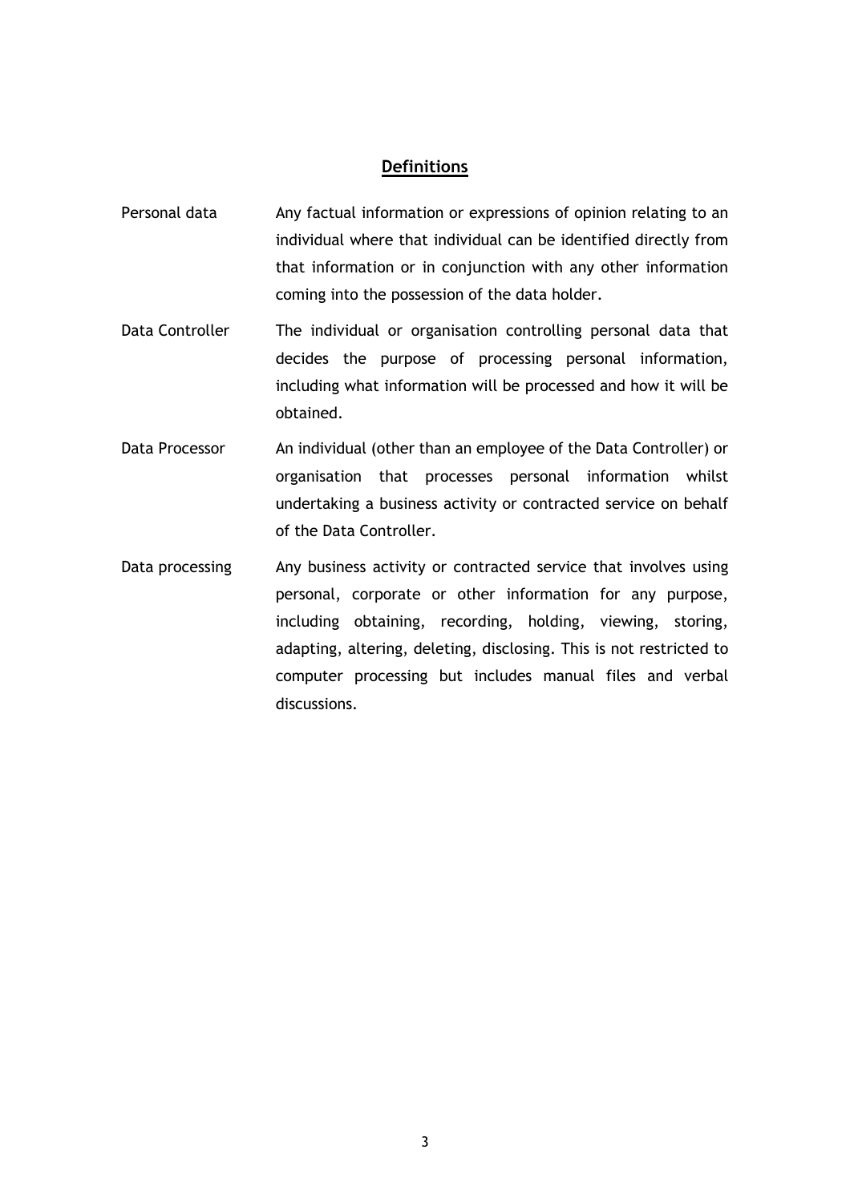## Definitions

| | |
|---|---|
| Personal data | Any factual information or expressions of opinion relating to an individual where that individual can be identified directly from that information or in conjunction with any other information coming into the possession of the data holder. |
| Data Controller | The individual or organisation controlling personal data that decides the purpose of processing personal information, including what information will be processed and how it will be obtained. |
| Data Processor | An individual (other than an employee of the Data Controller) or organisation that processes personal information whilst undertaking a business activity or contracted service on behalf of the Data Controller. |
| Data processing | Any business activity or contracted service that involves using personal, corporate or other information for any purpose, including obtaining, recording, holding, viewing, storing, adapting, altering, deleting, disclosing. This is not restricted to computer processing but includes manual files and verbal discussions. |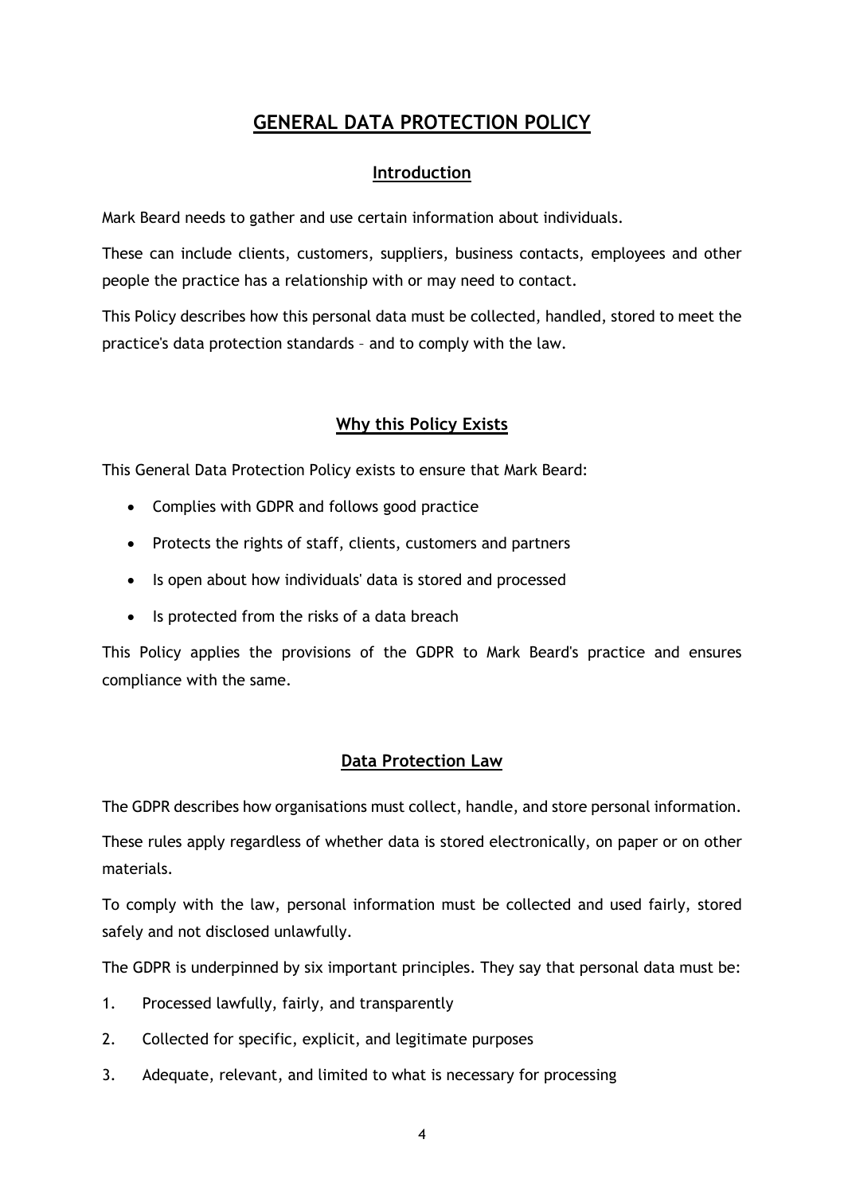# GENERAL DATA PROTECTION POLICY

## Introduction

Mark Beard needs to gather and use certain information about individuals.

These can include clients, customers, suppliers, business contacts, employees and other people the practice has a relationship with or may need to contact.

This Policy describes how this personal data must be collected, handled, stored to meet the practice's data protection standards – and to comply with the law.

## Why this Policy Exists

This General Data Protection Policy exists to ensure that Mark Beard:

- Complies with GDPR and follows good practice
- Protects the rights of staff, clients, customers and partners
- Is open about how individuals' data is stored and processed
- Is protected from the risks of a data breach

This Policy applies the provisions of the GDPR to Mark Beard's practice and ensures compliance with the same.

## Data Protection Law

The GDPR describes how organisations must collect, handle, and store personal information.

These rules apply regardless of whether data is stored electronically, on paper or on other materials.

To comply with the law, personal information must be collected and used fairly, stored safely and not disclosed unlawfully.

The GDPR is underpinned by six important principles. They say that personal data must be:

1. Processed lawfully, fairly, and transparently
2. Collected for specific, explicit, and legitimate purposes
3. Adequate, relevant, and limited to what is necessary for processing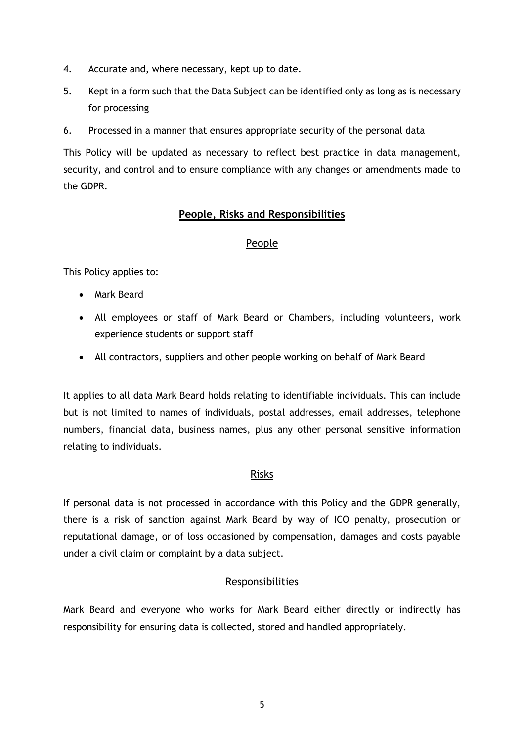4. Accurate and, where necessary, kept up to date.
5. Kept in a form such that the Data Subject can be identified only as long as is necessary for processing
6. Processed in a manner that ensures appropriate security of the personal data

This Policy will be updated as necessary to reflect best practice in data management, security, and control and to ensure compliance with any changes or amendments made to the GDPR.

## People, Risks and Responsibilities

### People

This Policy applies to:

- Mark Beard
- All employees or staff of Mark Beard or Chambers, including volunteers, work experience students or support staff
- All contractors, suppliers and other people working on behalf of Mark Beard

It applies to all data Mark Beard holds relating to identifiable individuals. This can include but is not limited to names of individuals, postal addresses, email addresses, telephone numbers, financial data, business names, plus any other personal sensitive information relating to individuals.

### Risks

If personal data is not processed in accordance with this Policy and the GDPR generally, there is a risk of sanction against Mark Beard by way of ICO penalty, prosecution or reputational damage, or of loss occasioned by compensation, damages and costs payable under a civil claim or complaint by a data subject.

### Responsibilities

Mark Beard and everyone who works for Mark Beard either directly or indirectly has responsibility for ensuring data is collected, stored and handled appropriately.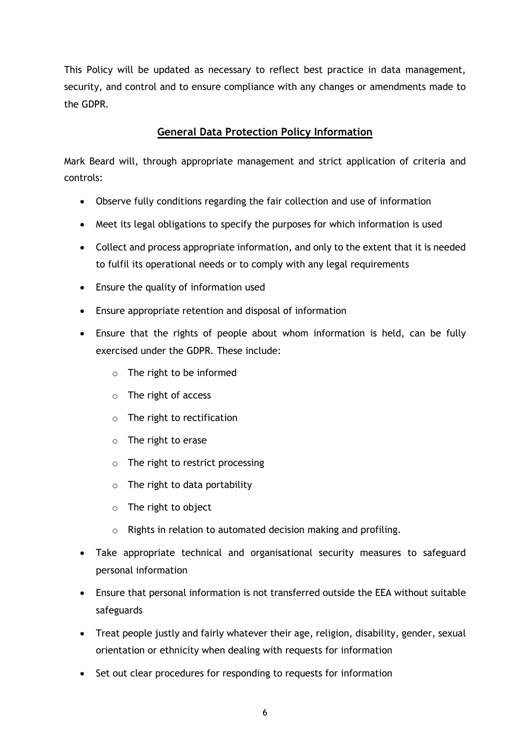This Policy will be updated as necessary to reflect best practice in data management, security, and control and to ensure compliance with any changes or amendments made to the GDPR.

## General Data Protection Policy Information

Mark Beard will, through appropriate management and strict application of criteria and controls:

- Observe fully conditions regarding the fair collection and use of information
- Meet its legal obligations to specify the purposes for which information is used
- Collect and process appropriate information, and only to the extent that it is needed to fulfil its operational needs or to comply with any legal requirements
- Ensure the quality of information used
- Ensure appropriate retention and disposal of information
- Ensure that the rights of people about whom information is held, can be fully exercised under the GDPR. These include:
    - The right to be informed
    - The right of access
    - The right to rectification
    - The right to erase
    - The right to restrict processing
    - The right to data portability
    - The right to object
    - Rights in relation to automated decision making and profiling.
- Take appropriate technical and organisational security measures to safeguard personal information
- Ensure that personal information is not transferred outside the EEA without suitable safeguards
- Treat people justly and fairly whatever their age, religion, disability, gender, sexual orientation or ethnicity when dealing with requests for information
- Set out clear procedures for responding to requests for information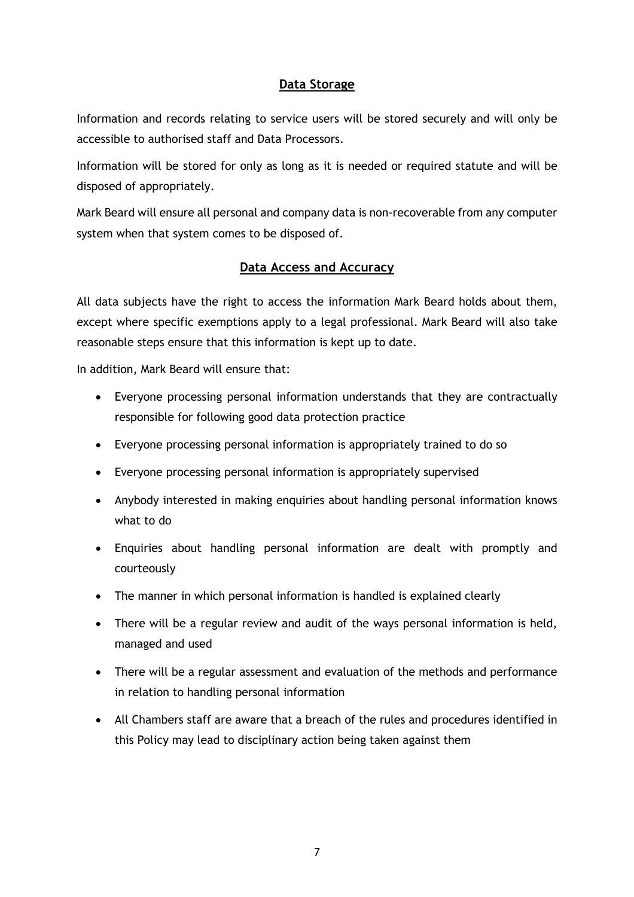## Data Storage

Information and records relating to service users will be stored securely and will only be accessible to authorised staff and Data Processors.

Information will be stored for only as long as it is needed or required statute and will be disposed of appropriately.

Mark Beard will ensure all personal and company data is non-recoverable from any computer system when that system comes to be disposed of.

## Data Access and Accuracy

All data subjects have the right to access the information Mark Beard holds about them, except where specific exemptions apply to a legal professional. Mark Beard will also take reasonable steps ensure that this information is kept up to date.

In addition, Mark Beard will ensure that:

- Everyone processing personal information understands that they are contractually responsible for following good data protection practice
- Everyone processing personal information is appropriately trained to do so
- Everyone processing personal information is appropriately supervised
- Anybody interested in making enquiries about handling personal information knows what to do
- Enquiries about handling personal information are dealt with promptly and courteously
- The manner in which personal information is handled is explained clearly
- There will be a regular review and audit of the ways personal information is held, managed and used
- There will be a regular assessment and evaluation of the methods and performance in relation to handling personal information
- All Chambers staff are aware that a breach of the rules and procedures identified in this Policy may lead to disciplinary action being taken against them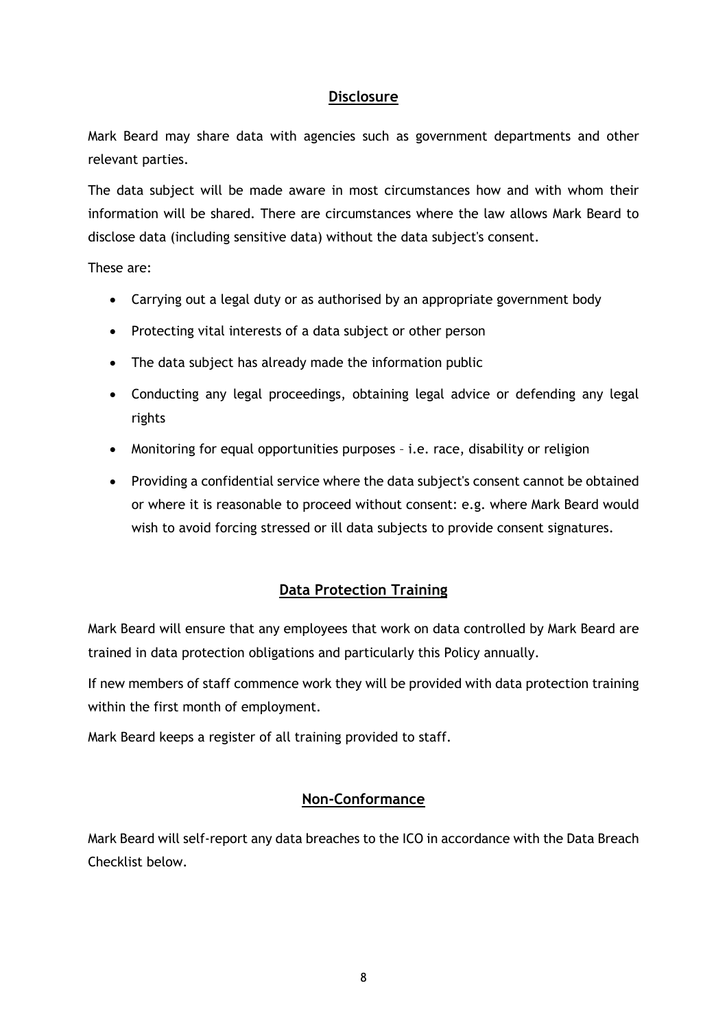## Disclosure

Mark Beard may share data with agencies such as government departments and other relevant parties.

The data subject will be made aware in most circumstances how and with whom their information will be shared. There are circumstances where the law allows Mark Beard to disclose data (including sensitive data) without the data subject's consent.

These are:

- Carrying out a legal duty or as authorised by an appropriate government body
- Protecting vital interests of a data subject or other person
- The data subject has already made the information public
- Conducting any legal proceedings, obtaining legal advice or defending any legal rights
- Monitoring for equal opportunities purposes – i.e. race, disability or religion
- Providing a confidential service where the data subject's consent cannot be obtained or where it is reasonable to proceed without consent: e.g. where Mark Beard would wish to avoid forcing stressed or ill data subjects to provide consent signatures.

## Data Protection Training

Mark Beard will ensure that any employees that work on data controlled by Mark Beard are trained in data protection obligations and particularly this Policy annually.

If new members of staff commence work they will be provided with data protection training within the first month of employment.

Mark Beard keeps a register of all training provided to staff.

## Non-Conformance

Mark Beard will self-report any data breaches to the ICO in accordance with the Data Breach Checklist below.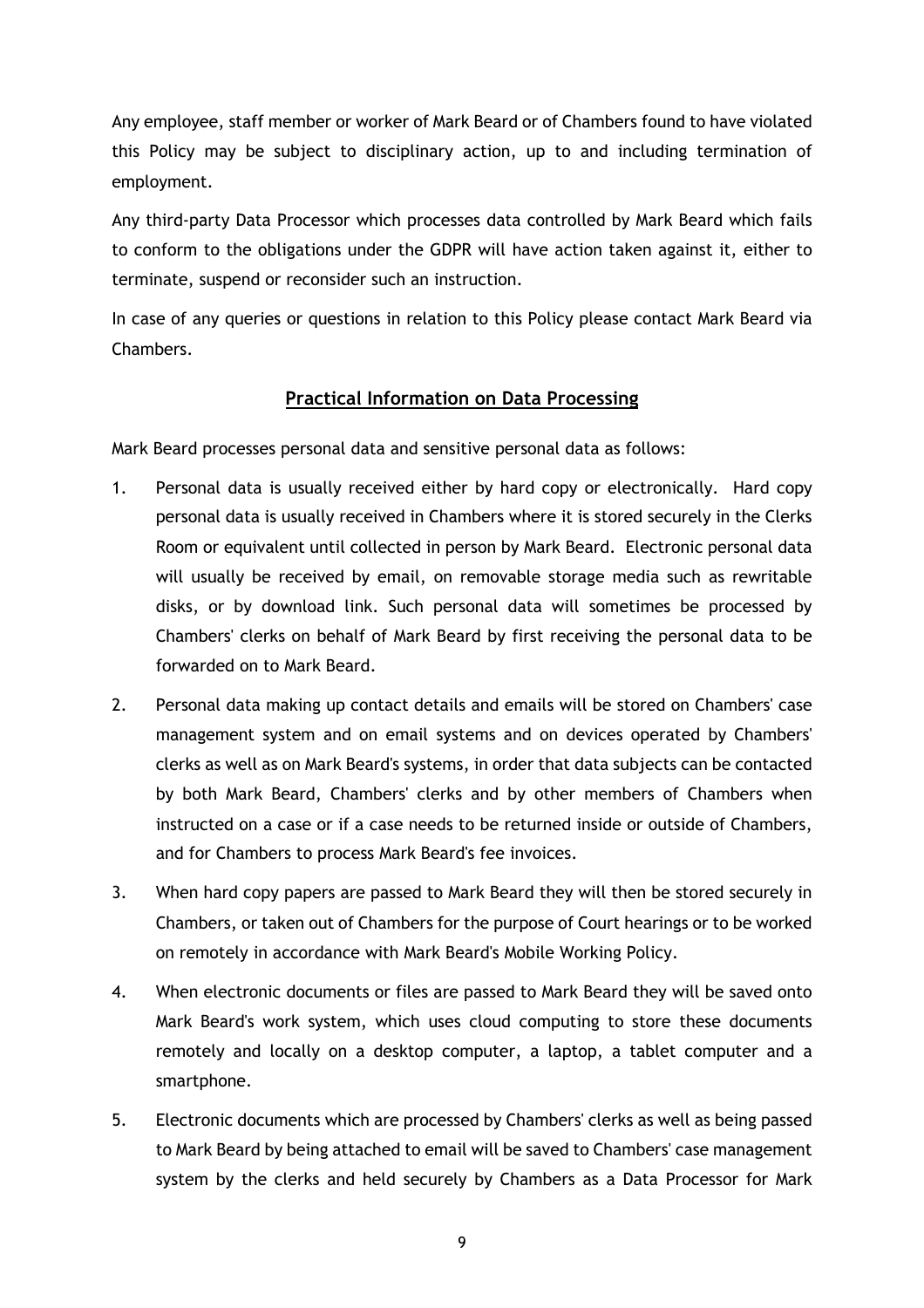Any employee, staff member or worker of Mark Beard or of Chambers found to have violated this Policy may be subject to disciplinary action, up to and including termination of employment.

Any third-party Data Processor which processes data controlled by Mark Beard which fails to conform to the obligations under the GDPR will have action taken against it, either to terminate, suspend or reconsider such an instruction.

In case of any queries or questions in relation to this Policy please contact Mark Beard via Chambers.

## **Practical Information on Data Processing**

Mark Beard processes personal data and sensitive personal data as follows:

1. Personal data is usually received either by hard copy or electronically. Hard copy personal data is usually received in Chambers where it is stored securely in the Clerks Room or equivalent until collected in person by Mark Beard. Electronic personal data will usually be received by email, on removable storage media such as rewritable disks, or by download link. Such personal data will sometimes be processed by Chambers' clerks on behalf of Mark Beard by first receiving the personal data to be forwarded on to Mark Beard.
2. Personal data making up contact details and emails will be stored on Chambers' case management system and on email systems and on devices operated by Chambers' clerks as well as on Mark Beard's systems, in order that data subjects can be contacted by both Mark Beard, Chambers' clerks and by other members of Chambers when instructed on a case or if a case needs to be returned inside or outside of Chambers, and for Chambers to process Mark Beard's fee invoices.
3. When hard copy papers are passed to Mark Beard they will then be stored securely in Chambers, or taken out of Chambers for the purpose of Court hearings or to be worked on remotely in accordance with Mark Beard's Mobile Working Policy.
4. When electronic documents or files are passed to Mark Beard they will be saved onto Mark Beard's work system, which uses cloud computing to store these documents remotely and locally on a desktop computer, a laptop, a tablet computer and a smartphone.
5. Electronic documents which are processed by Chambers' clerks as well as being passed to Mark Beard by being attached to email will be saved to Chambers' case management system by the clerks and held securely by Chambers as a Data Processor for Mark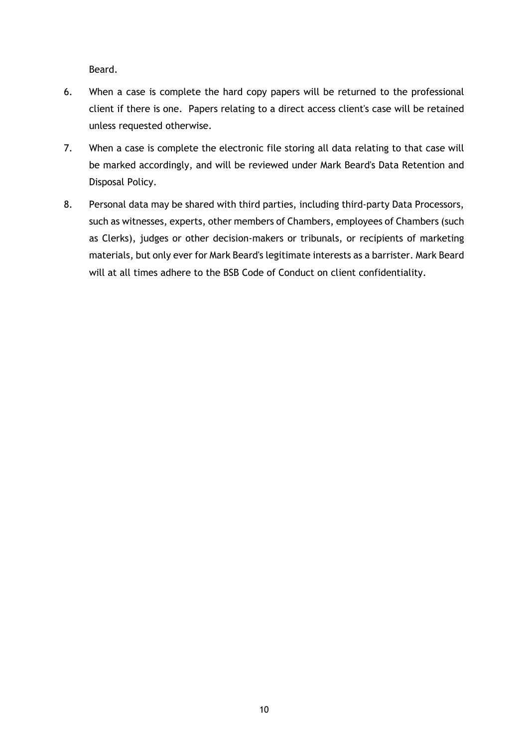Beard.

6. When a case is complete the hard copy papers will be returned to the professional client if there is one. Papers relating to a direct access client's case will be retained unless requested otherwise.

7. When a case is complete the electronic file storing all data relating to that case will be marked accordingly, and will be reviewed under Mark Beard's Data Retention and Disposal Policy.

8. Personal data may be shared with third parties, including third-party Data Processors, such as witnesses, experts, other members of Chambers, employees of Chambers (such as Clerks), judges or other decision-makers or tribunals, or recipients of marketing materials, but only ever for Mark Beard's legitimate interests as a barrister. Mark Beard will at all times adhere to the BSB Code of Conduct on client confidentiality.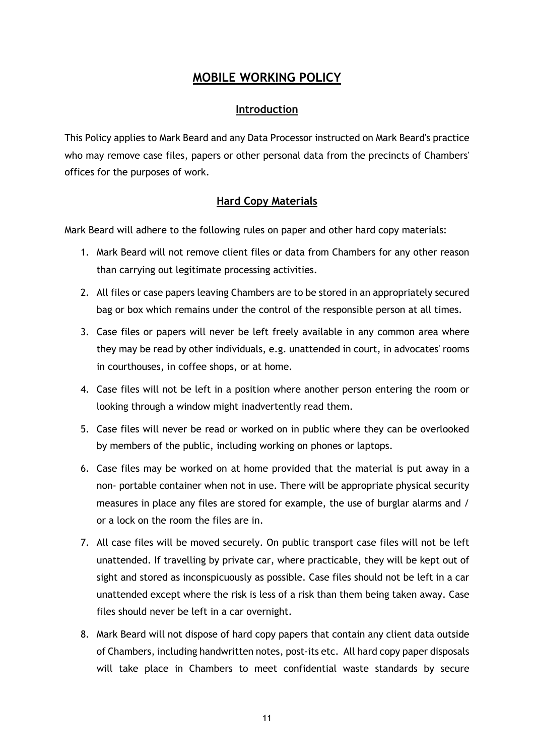# MOBILE WORKING POLICY

## Introduction

This Policy applies to Mark Beard and any Data Processor instructed on Mark Beard's practice who may remove case files, papers or other personal data from the precincts of Chambers' offices for the purposes of work.

## Hard Copy Materials

Mark Beard will adhere to the following rules on paper and other hard copy materials:

1. Mark Beard will not remove client files or data from Chambers for any other reason than carrying out legitimate processing activities.
2. All files or case papers leaving Chambers are to be stored in an appropriately secured bag or box which remains under the control of the responsible person at all times.
3. Case files or papers will never be left freely available in any common area where they may be read by other individuals, e.g. unattended in court, in advocates' rooms in courthouses, in coffee shops, or at home.
4. Case files will not be left in a position where another person entering the room or looking through a window might inadvertently read them.
5. Case files will never be read or worked on in public where they can be overlooked by members of the public, including working on phones or laptops.
6. Case files may be worked on at home provided that the material is put away in a non- portable container when not in use. There will be appropriate physical security measures in place any files are stored for example, the use of burglar alarms and / or a lock on the room the files are in.
7. All case files will be moved securely. On public transport case files will not be left unattended. If travelling by private car, where practicable, they will be kept out of sight and stored as inconspicuously as possible. Case files should not be left in a car unattended except where the risk is less of a risk than them being taken away. Case files should never be left in a car overnight.
8. Mark Beard will not dispose of hard copy papers that contain any client data outside of Chambers, including handwritten notes, post-its etc. All hard copy paper disposals will take place in Chambers to meet confidential waste standards by secure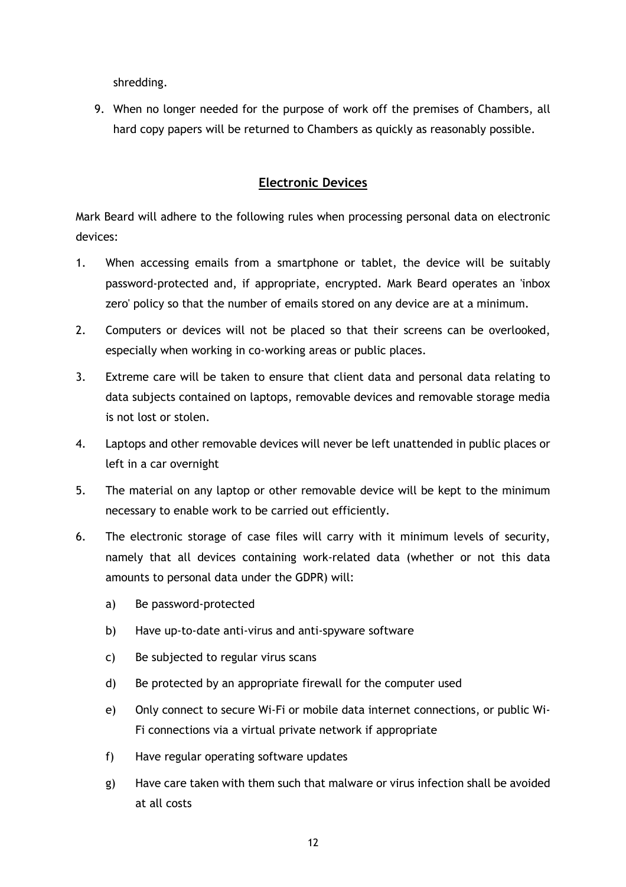shredding.

9. When no longer needed for the purpose of work off the premises of Chambers, all hard copy papers will be returned to Chambers as quickly as reasonably possible.

## **Electronic Devices**

Mark Beard will adhere to the following rules when processing personal data on electronic devices:

1. When accessing emails from a smartphone or tablet, the device will be suitably password-protected and, if appropriate, encrypted. Mark Beard operates an 'inbox zero' policy so that the number of emails stored on any device are at a minimum.
2. Computers or devices will not be placed so that their screens can be overlooked, especially when working in co-working areas or public places.
3. Extreme care will be taken to ensure that client data and personal data relating to data subjects contained on laptops, removable devices and removable storage media is not lost or stolen.
4. Laptops and other removable devices will never be left unattended in public places or left in a car overnight
5. The material on any laptop or other removable device will be kept to the minimum necessary to enable work to be carried out efficiently.
6. The electronic storage of case files will carry with it minimum levels of security, namely that all devices containing work-related data (whether or not this data amounts to personal data under the GDPR) will:
   a) Be password-protected
   b) Have up-to-date anti-virus and anti-spyware software
   c) Be subjected to regular virus scans
   d) Be protected by an appropriate firewall for the computer used
   e) Only connect to secure Wi-Fi or mobile data internet connections, or public Wi-Fi connections via a virtual private network if appropriate
   f) Have regular operating software updates
   g) Have care taken with them such that malware or virus infection shall be avoided at all costs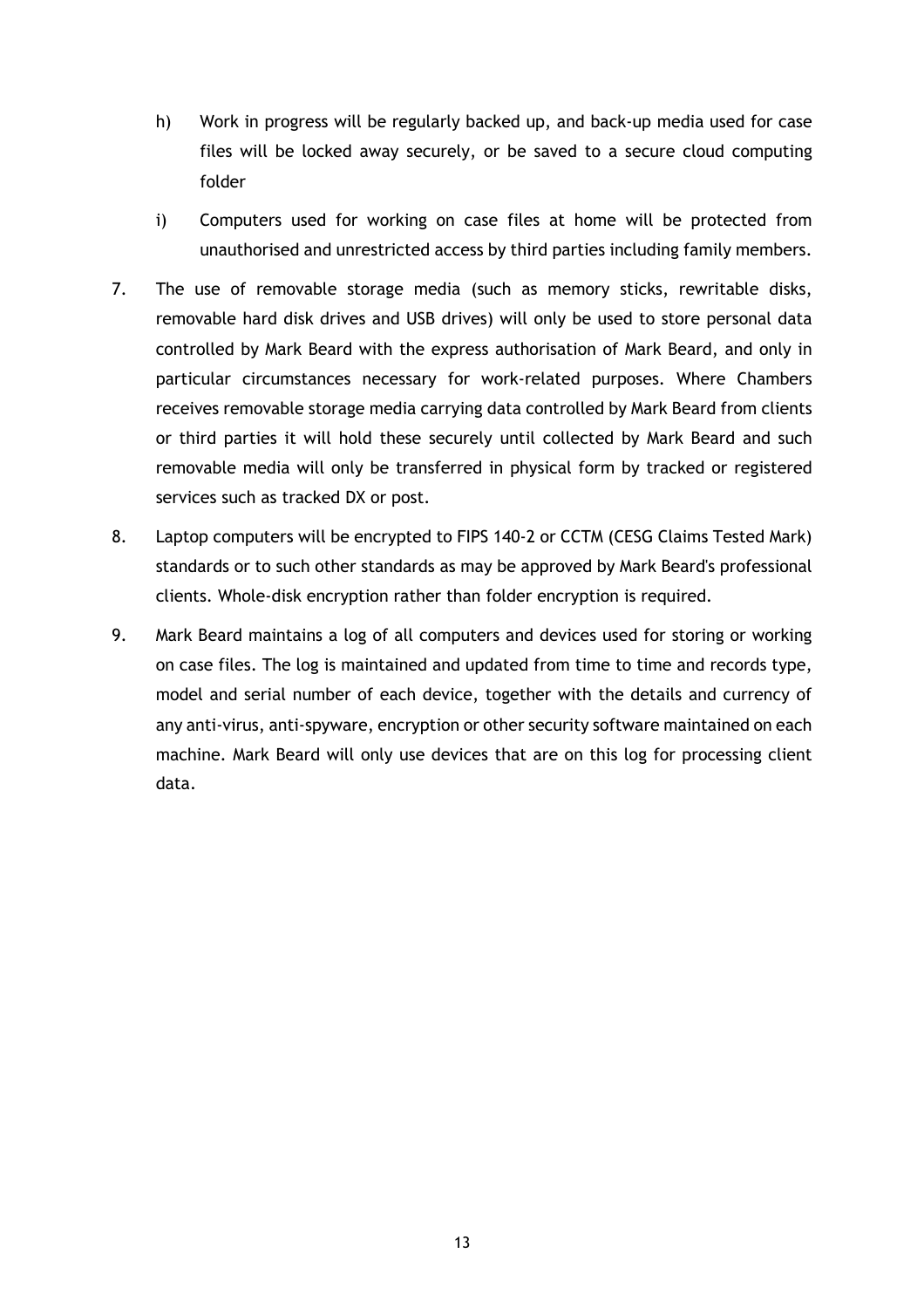h) Work in progress will be regularly backed up, and back-up media used for case files will be locked away securely, or be saved to a secure cloud computing folder

i) Computers used for working on case files at home will be protected from unauthorised and unrestricted access by third parties including family members.

7. The use of removable storage media (such as memory sticks, rewritable disks, removable hard disk drives and USB drives) will only be used to store personal data controlled by Mark Beard with the express authorisation of Mark Beard, and only in particular circumstances necessary for work-related purposes. Where Chambers receives removable storage media carrying data controlled by Mark Beard from clients or third parties it will hold these securely until collected by Mark Beard and such removable media will only be transferred in physical form by tracked or registered services such as tracked DX or post.

8. Laptop computers will be encrypted to FIPS 140-2 or CCTM (CESG Claims Tested Mark) standards or to such other standards as may be approved by Mark Beard's professional clients. Whole-disk encryption rather than folder encryption is required.

9. Mark Beard maintains a log of all computers and devices used for storing or working on case files. The log is maintained and updated from time to time and records type, model and serial number of each device, together with the details and currency of any anti-virus, anti-spyware, encryption or other security software maintained on each machine. Mark Beard will only use devices that are on this log for processing client data.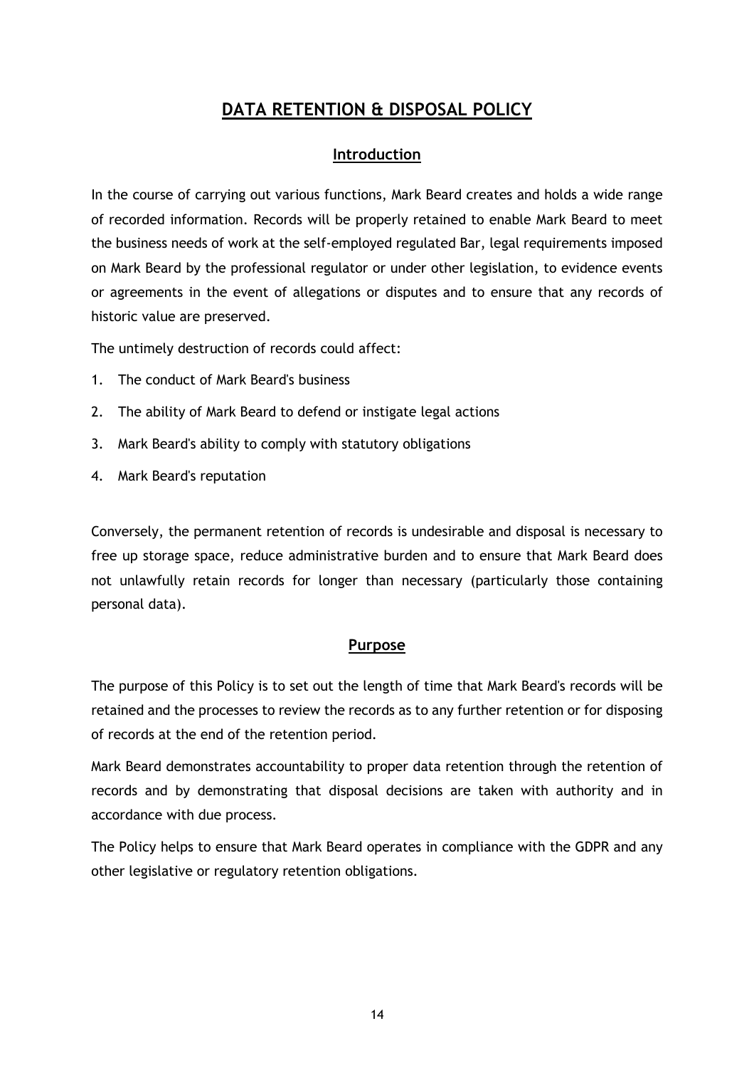# DATA RETENTION & DISPOSAL POLICY

## Introduction

In the course of carrying out various functions, Mark Beard creates and holds a wide range of recorded information. Records will be properly retained to enable Mark Beard to meet the business needs of work at the self-employed regulated Bar, legal requirements imposed on Mark Beard by the professional regulator or under other legislation, to evidence events or agreements in the event of allegations or disputes and to ensure that any records of historic value are preserved.

The untimely destruction of records could affect:

1. The conduct of Mark Beard's business
2. The ability of Mark Beard to defend or instigate legal actions
3. Mark Beard's ability to comply with statutory obligations
4. Mark Beard's reputation

Conversely, the permanent retention of records is undesirable and disposal is necessary to free up storage space, reduce administrative burden and to ensure that Mark Beard does not unlawfully retain records for longer than necessary (particularly those containing personal data).

## Purpose

The purpose of this Policy is to set out the length of time that Mark Beard's records will be retained and the processes to review the records as to any further retention or for disposing of records at the end of the retention period.

Mark Beard demonstrates accountability to proper data retention through the retention of records and by demonstrating that disposal decisions are taken with authority and in accordance with due process.

The Policy helps to ensure that Mark Beard operates in compliance with the GDPR and any other legislative or regulatory retention obligations.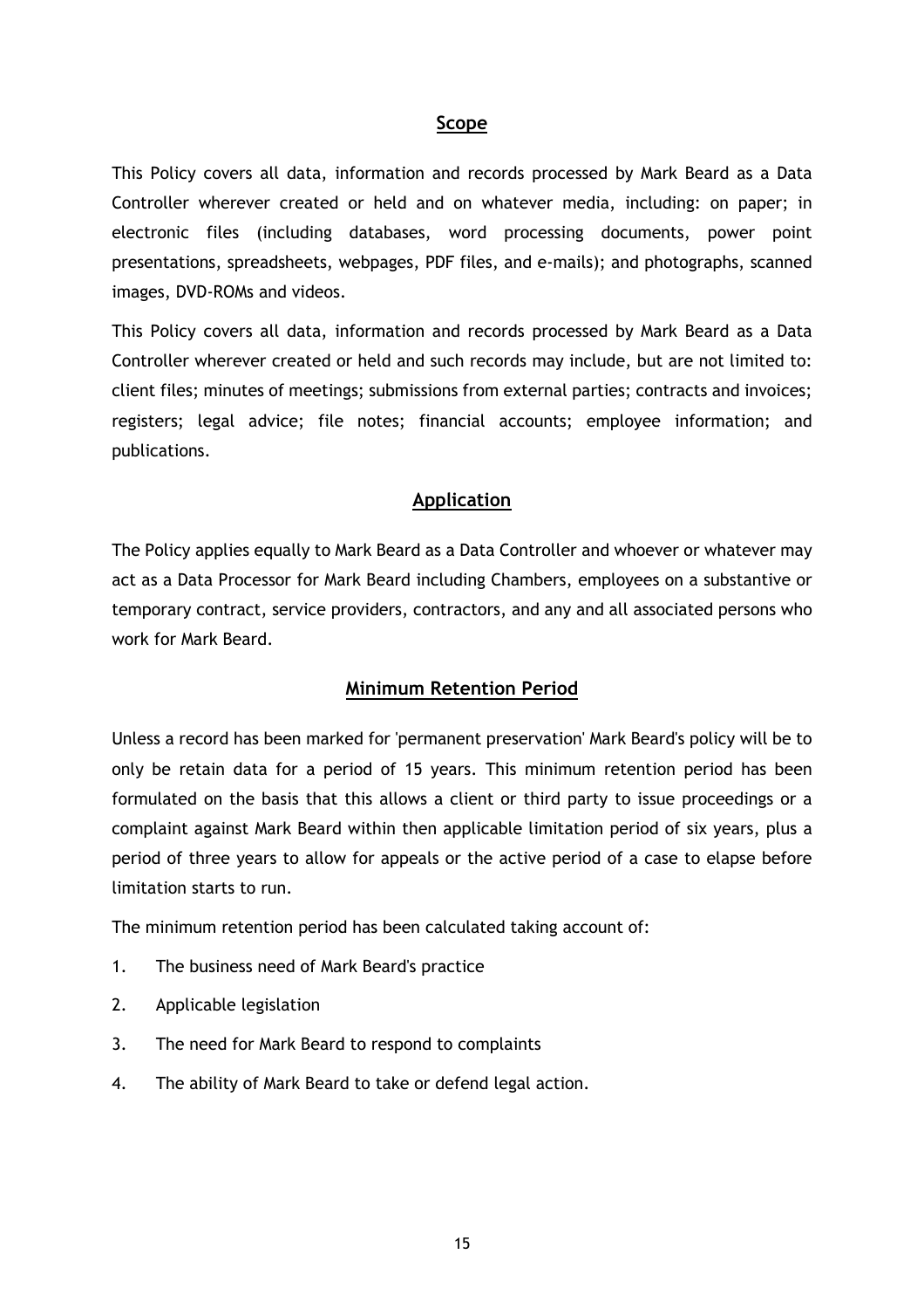## Scope

This Policy covers all data, information and records processed by Mark Beard as a Data Controller wherever created or held and on whatever media, including: on paper; in electronic files (including databases, word processing documents, power point presentations, spreadsheets, webpages, PDF files, and e-mails); and photographs, scanned images, DVD-ROMs and videos.

This Policy covers all data, information and records processed by Mark Beard as a Data Controller wherever created or held and such records may include, but are not limited to: client files; minutes of meetings; submissions from external parties; contracts and invoices; registers; legal advice; file notes; financial accounts; employee information; and publications.

## Application

The Policy applies equally to Mark Beard as a Data Controller and whoever or whatever may act as a Data Processor for Mark Beard including Chambers, employees on a substantive or temporary contract, service providers, contractors, and any and all associated persons who work for Mark Beard.

## Minimum Retention Period

Unless a record has been marked for 'permanent preservation' Mark Beard's policy will be to only be retain data for a period of 15 years. This minimum retention period has been formulated on the basis that this allows a client or third party to issue proceedings or a complaint against Mark Beard within then applicable limitation period of six years, plus a period of three years to allow for appeals or the active period of a case to elapse before limitation starts to run.

The minimum retention period has been calculated taking account of:

1. The business need of Mark Beard's practice
2. Applicable legislation
3. The need for Mark Beard to respond to complaints
4. The ability of Mark Beard to take or defend legal action.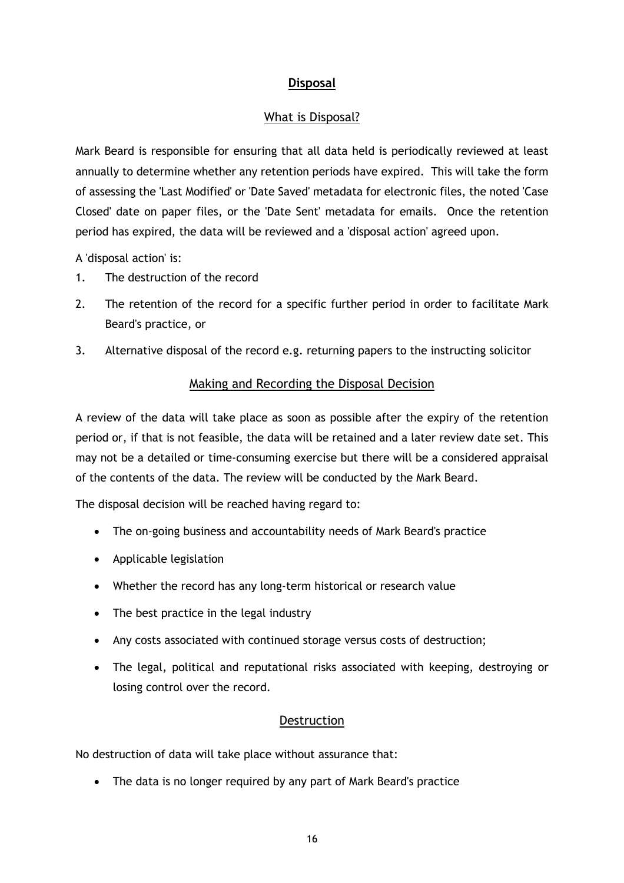## Disposal

### What is Disposal?

Mark Beard is responsible for ensuring that all data held is periodically reviewed at least annually to determine whether any retention periods have expired. This will take the form of assessing the 'Last Modified' or 'Date Saved' metadata for electronic files, the noted 'Case Closed' date on paper files, or the 'Date Sent' metadata for emails. Once the retention period has expired, the data will be reviewed and a 'disposal action' agreed upon.

A 'disposal action' is:

1. The destruction of the record
2. The retention of the record for a specific further period in order to facilitate Mark Beard's practice, or
3. Alternative disposal of the record e.g. returning papers to the instructing solicitor

### Making and Recording the Disposal Decision

A review of the data will take place as soon as possible after the expiry of the retention period or, if that is not feasible, the data will be retained and a later review date set. This may not be a detailed or time-consuming exercise but there will be a considered appraisal of the contents of the data. The review will be conducted by the Mark Beard.

The disposal decision will be reached having regard to:

- The on-going business and accountability needs of Mark Beard's practice
- Applicable legislation
- Whether the record has any long-term historical or research value
- The best practice in the legal industry
- Any costs associated with continued storage versus costs of destruction;
- The legal, political and reputational risks associated with keeping, destroying or losing control over the record.

### Destruction

No destruction of data will take place without assurance that:

- The data is no longer required by any part of Mark Beard's practice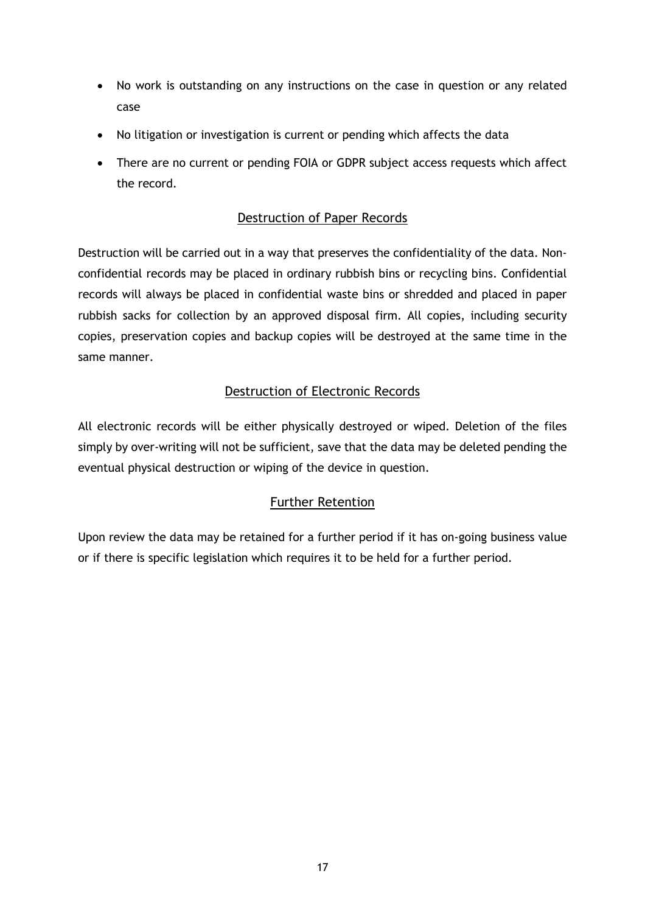- No work is outstanding on any instructions on the case in question or any related case
- No litigation or investigation is current or pending which affects the data
- There are no current or pending FOIA or GDPR subject access requests which affect the record.

## Destruction of Paper Records

Destruction will be carried out in a way that preserves the confidentiality of the data. Non-confidential records may be placed in ordinary rubbish bins or recycling bins. Confidential records will always be placed in confidential waste bins or shredded and placed in paper rubbish sacks for collection by an approved disposal firm. All copies, including security copies, preservation copies and backup copies will be destroyed at the same time in the same manner.

## Destruction of Electronic Records

All electronic records will be either physically destroyed or wiped. Deletion of the files simply by over-writing will not be sufficient, save that the data may be deleted pending the eventual physical destruction or wiping of the device in question.

## Further Retention

Upon review the data may be retained for a further period if it has on-going business value or if there is specific legislation which requires it to be held for a further period.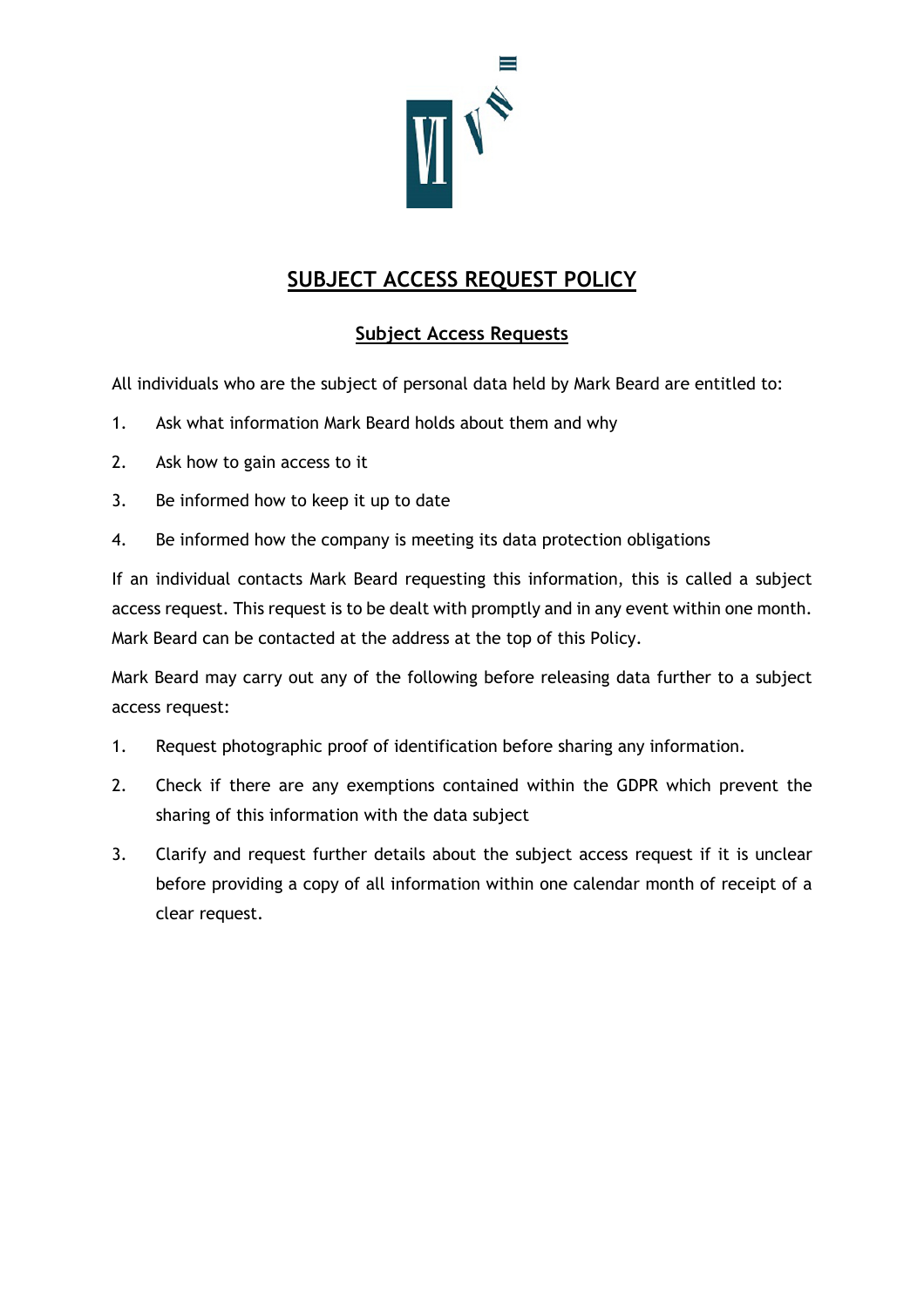# SUBJECT ACCESS REQUEST POLICY

## Subject Access Requests

All individuals who are the subject of personal data held by Mark Beard are entitled to:

1. Ask what information Mark Beard holds about them and why
2. Ask how to gain access to it
3. Be informed how to keep it up to date
4. Be informed how the company is meeting its data protection obligations

If an individual contacts Mark Beard requesting this information, this is called a subject access request. This request is to be dealt with promptly and in any event within one month. Mark Beard can be contacted at the address at the top of this Policy.

Mark Beard may carry out any of the following before releasing data further to a subject access request:

1. Request photographic proof of identification before sharing any information.
2. Check if there are any exemptions contained within the GDPR which prevent the sharing of this information with the data subject
3. Clarify and request further details about the subject access request if it is unclear before providing a copy of all information within one calendar month of receipt of a clear request.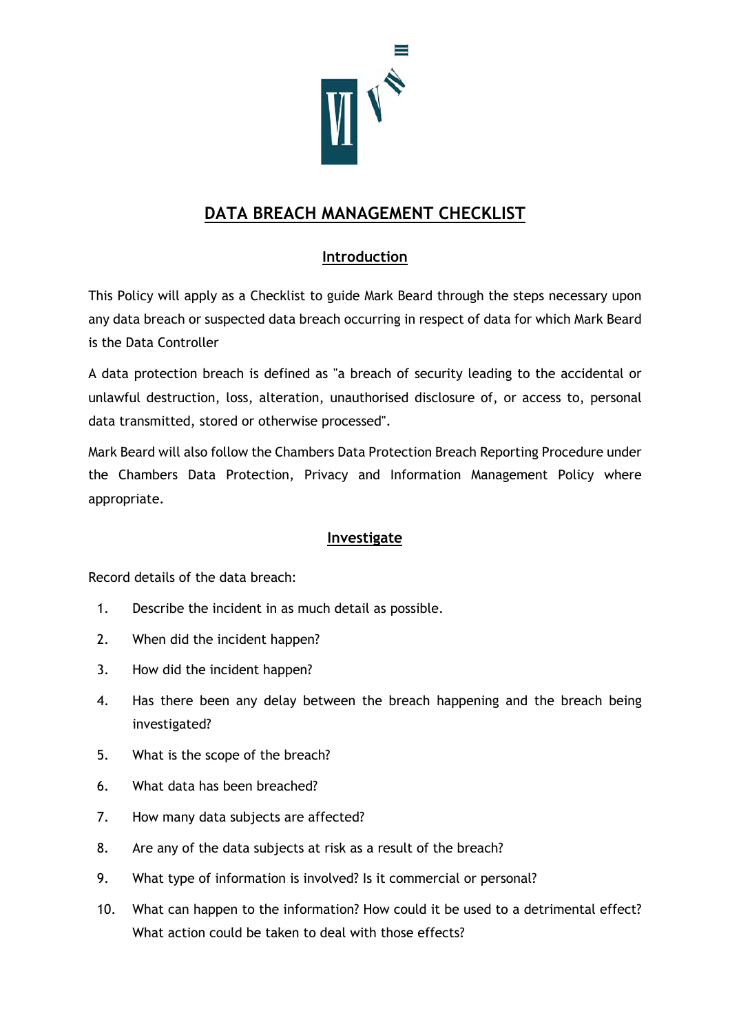# DATA BREACH MANAGEMENT CHECKLIST

## Introduction

This Policy will apply as a Checklist to guide Mark Beard through the steps necessary upon any data breach or suspected data breach occurring in respect of data for which Mark Beard is the Data Controller

A data protection breach is defined as "a breach of security leading to the accidental or unlawful destruction, loss, alteration, unauthorised disclosure of, or access to, personal data transmitted, stored or otherwise processed".

Mark Beard will also follow the Chambers Data Protection Breach Reporting Procedure under the Chambers Data Protection, Privacy and Information Management Policy where appropriate.

## Investigate

Record details of the data breach:

1. Describe the incident in as much detail as possible.
2. When did the incident happen?
3. How did the incident happen?
4. Has there been any delay between the breach happening and the breach being investigated?
5. What is the scope of the breach?
6. What data has been breached?
7. How many data subjects are affected?
8. Are any of the data subjects at risk as a result of the breach?
9. What type of information is involved? Is it commercial or personal?
10. What can happen to the information? How could it be used to a detrimental effect? What action could be taken to deal with those effects?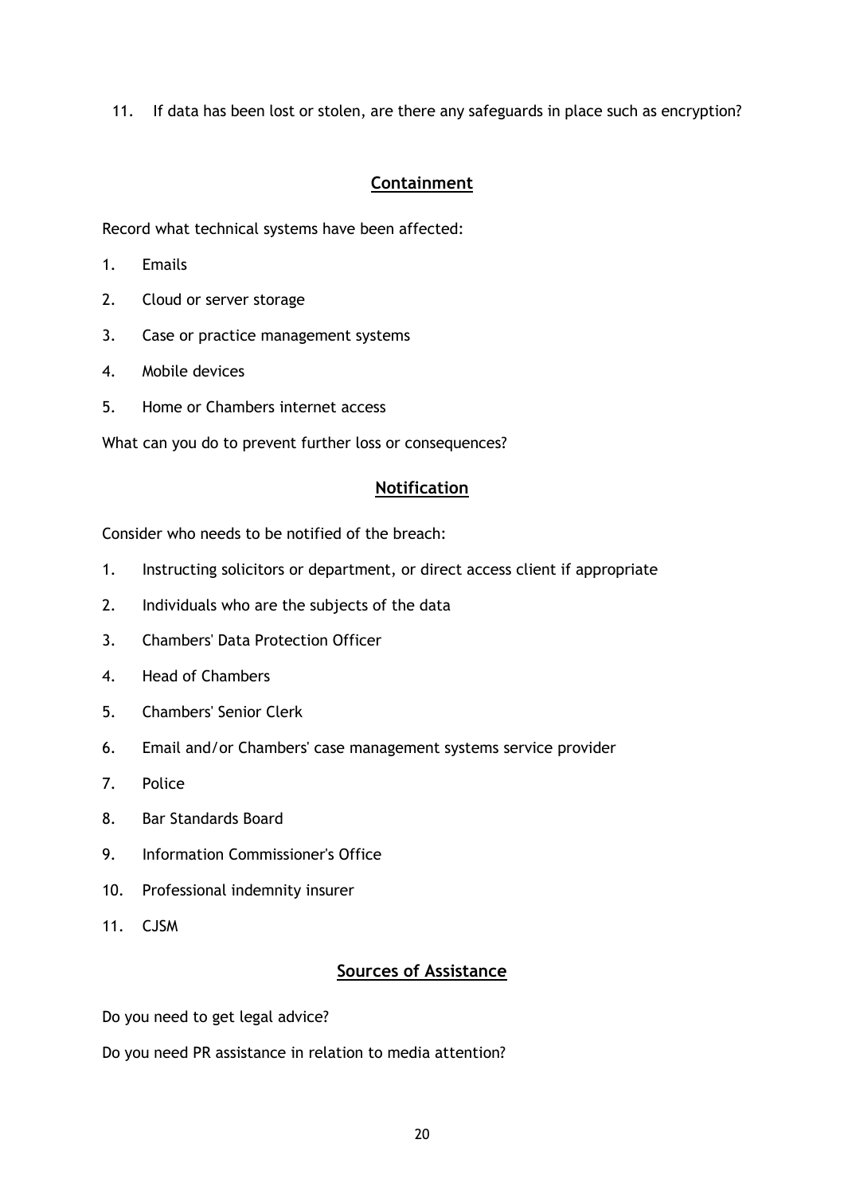11. If data has been lost or stolen, are there any safeguards in place such as encryption?

## Containment

Record what technical systems have been affected:

1. Emails
2. Cloud or server storage
3. Case or practice management systems
4. Mobile devices
5. Home or Chambers internet access

What can you do to prevent further loss or consequences?

## Notification

Consider who needs to be notified of the breach:

1. Instructing solicitors or department, or direct access client if appropriate
2. Individuals who are the subjects of the data
3. Chambers' Data Protection Officer
4. Head of Chambers
5. Chambers' Senior Clerk
6. Email and/or Chambers' case management systems service provider
7. Police
8. Bar Standards Board
9. Information Commissioner's Office
10. Professional indemnity insurer
11. CJSM

## Sources of Assistance

Do you need to get legal advice?

Do you need PR assistance in relation to media attention?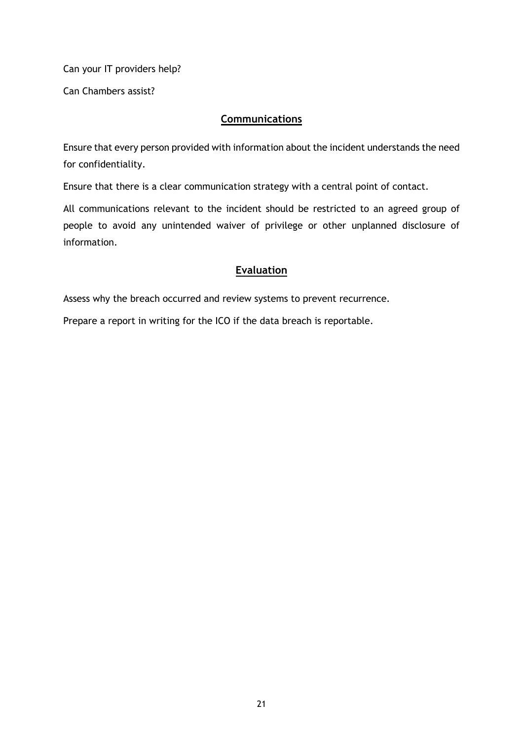Can your IT providers help?

Can Chambers assist?

## Communications

Ensure that every person provided with information about the incident understands the need for confidentiality.

Ensure that there is a clear communication strategy with a central point of contact.

All communications relevant to the incident should be restricted to an agreed group of people to avoid any unintended waiver of privilege or other unplanned disclosure of information.

## Evaluation

Assess why the breach occurred and review systems to prevent recurrence.

Prepare a report in writing for the ICO if the data breach is reportable.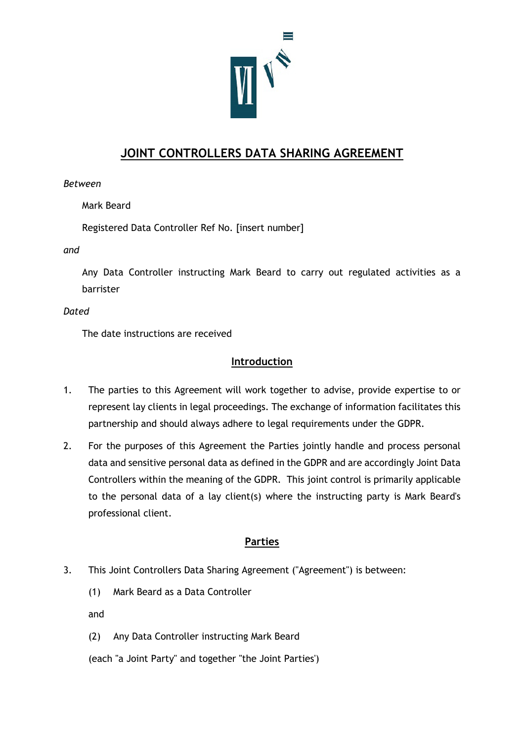# JOINT CONTROLLERS DATA SHARING AGREEMENT

*Between*

Mark Beard

Registered Data Controller Ref No. [insert number]

*and*

Any Data Controller instructing Mark Beard to carry out regulated activities as a barrister

*Dated*

The date instructions are received

## Introduction

1. The parties to this Agreement will work together to advise, provide expertise to or represent lay clients in legal proceedings. The exchange of information facilitates this partnership and should always adhere to legal requirements under the GDPR.

2. For the purposes of this Agreement the Parties jointly handle and process personal data and sensitive personal data as defined in the GDPR and are accordingly Joint Data Controllers within the meaning of the GDPR. This joint control is primarily applicable to the personal data of a lay client(s) where the instructing party is Mark Beard's professional client.

## Parties

3. This Joint Controllers Data Sharing Agreement ("Agreement") is between:

   (1) Mark Beard as a Data Controller

   and

   (2) Any Data Controller instructing Mark Beard

   (each "a Joint Party" and together "the Joint Parties')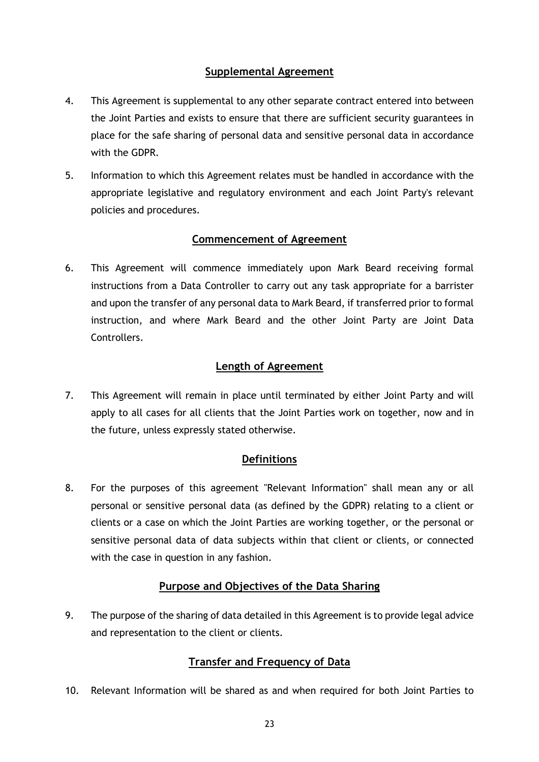## Supplemental Agreement

4. This Agreement is supplemental to any other separate contract entered into between the Joint Parties and exists to ensure that there are sufficient security guarantees in place for the safe sharing of personal data and sensitive personal data in accordance with the GDPR.

5. Information to which this Agreement relates must be handled in accordance with the appropriate legislative and regulatory environment and each Joint Party's relevant policies and procedures.

## Commencement of Agreement

6. This Agreement will commence immediately upon Mark Beard receiving formal instructions from a Data Controller to carry out any task appropriate for a barrister and upon the transfer of any personal data to Mark Beard, if transferred prior to formal instruction, and where Mark Beard and the other Joint Party are Joint Data Controllers.

## Length of Agreement

7. This Agreement will remain in place until terminated by either Joint Party and will apply to all cases for all clients that the Joint Parties work on together, now and in the future, unless expressly stated otherwise.

## Definitions

8. For the purposes of this agreement "Relevant Information" shall mean any or all personal or sensitive personal data (as defined by the GDPR) relating to a client or clients or a case on which the Joint Parties are working together, or the personal or sensitive personal data of data subjects within that client or clients, or connected with the case in question in any fashion.

## Purpose and Objectives of the Data Sharing

9. The purpose of the sharing of data detailed in this Agreement is to provide legal advice and representation to the client or clients.

## Transfer and Frequency of Data

10. Relevant Information will be shared as and when required for both Joint Parties to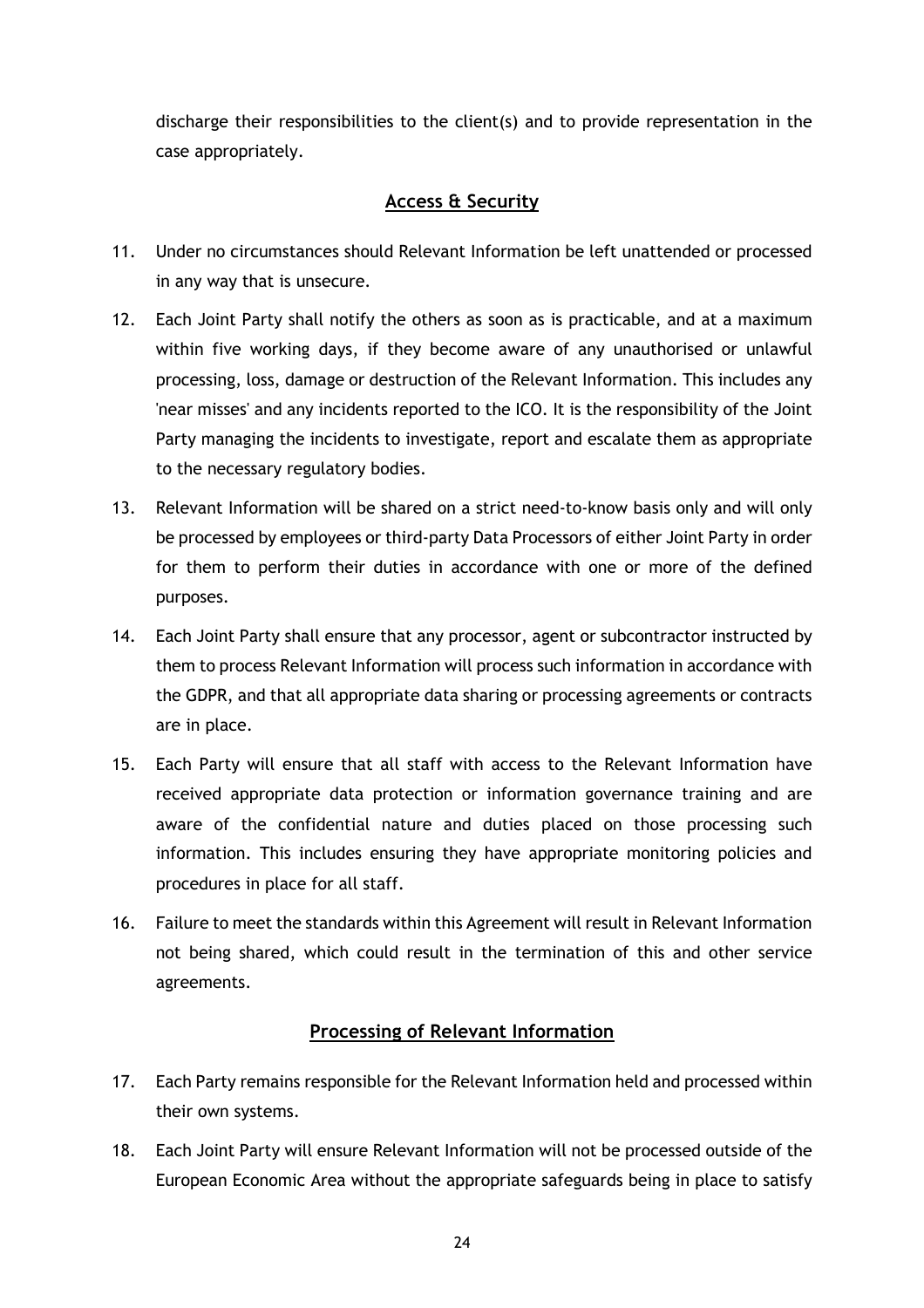discharge their responsibilities to the client(s) and to provide representation in the case appropriately.

## Access & Security

11. Under no circumstances should Relevant Information be left unattended or processed in any way that is unsecure.
12. Each Joint Party shall notify the others as soon as is practicable, and at a maximum within five working days, if they become aware of any unauthorised or unlawful processing, loss, damage or destruction of the Relevant Information. This includes any 'near misses' and any incidents reported to the ICO. It is the responsibility of the Joint Party managing the incidents to investigate, report and escalate them as appropriate to the necessary regulatory bodies.
13. Relevant Information will be shared on a strict need-to-know basis only and will only be processed by employees or third-party Data Processors of either Joint Party in order for them to perform their duties in accordance with one or more of the defined purposes.
14. Each Joint Party shall ensure that any processor, agent or subcontractor instructed by them to process Relevant Information will process such information in accordance with the GDPR, and that all appropriate data sharing or processing agreements or contracts are in place.
15. Each Party will ensure that all staff with access to the Relevant Information have received appropriate data protection or information governance training and are aware of the confidential nature and duties placed on those processing such information. This includes ensuring they have appropriate monitoring policies and procedures in place for all staff.
16. Failure to meet the standards within this Agreement will result in Relevant Information not being shared, which could result in the termination of this and other service agreements.

## Processing of Relevant Information

17. Each Party remains responsible for the Relevant Information held and processed within their own systems.
18. Each Joint Party will ensure Relevant Information will not be processed outside of the European Economic Area without the appropriate safeguards being in place to satisfy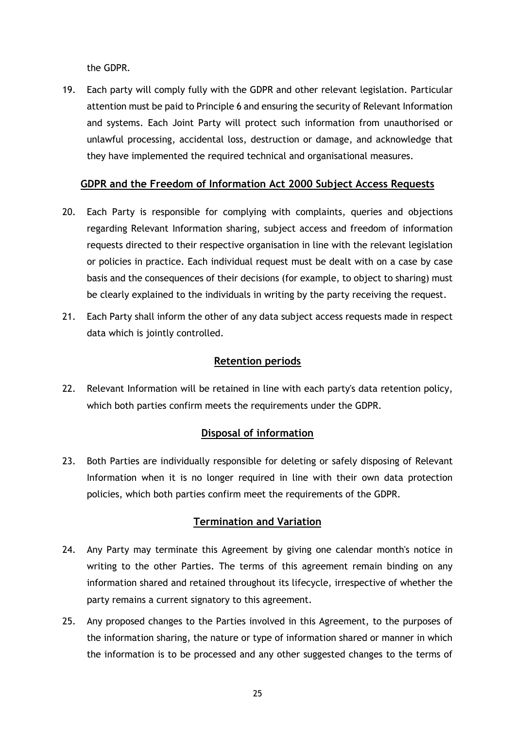the GDPR.

19. Each party will comply fully with the GDPR and other relevant legislation. Particular attention must be paid to Principle 6 and ensuring the security of Relevant Information and systems. Each Joint Party will protect such information from unauthorised or unlawful processing, accidental loss, destruction or damage, and acknowledge that they have implemented the required technical and organisational measures.

## GDPR and the Freedom of Information Act 2000 Subject Access Requests

20. Each Party is responsible for complying with complaints, queries and objections regarding Relevant Information sharing, subject access and freedom of information requests directed to their respective organisation in line with the relevant legislation or policies in practice. Each individual request must be dealt with on a case by case basis and the consequences of their decisions (for example, to object to sharing) must be clearly explained to the individuals in writing by the party receiving the request.

21. Each Party shall inform the other of any data subject access requests made in respect data which is jointly controlled.

## Retention periods

22. Relevant Information will be retained in line with each party's data retention policy, which both parties confirm meets the requirements under the GDPR.

## Disposal of information

23. Both Parties are individually responsible for deleting or safely disposing of Relevant Information when it is no longer required in line with their own data protection policies, which both parties confirm meet the requirements of the GDPR.

## Termination and Variation

24. Any Party may terminate this Agreement by giving one calendar month's notice in writing to the other Parties. The terms of this agreement remain binding on any information shared and retained throughout its lifecycle, irrespective of whether the party remains a current signatory to this agreement.

25. Any proposed changes to the Parties involved in this Agreement, to the purposes of the information sharing, the nature or type of information shared or manner in which the information is to be processed and any other suggested changes to the terms of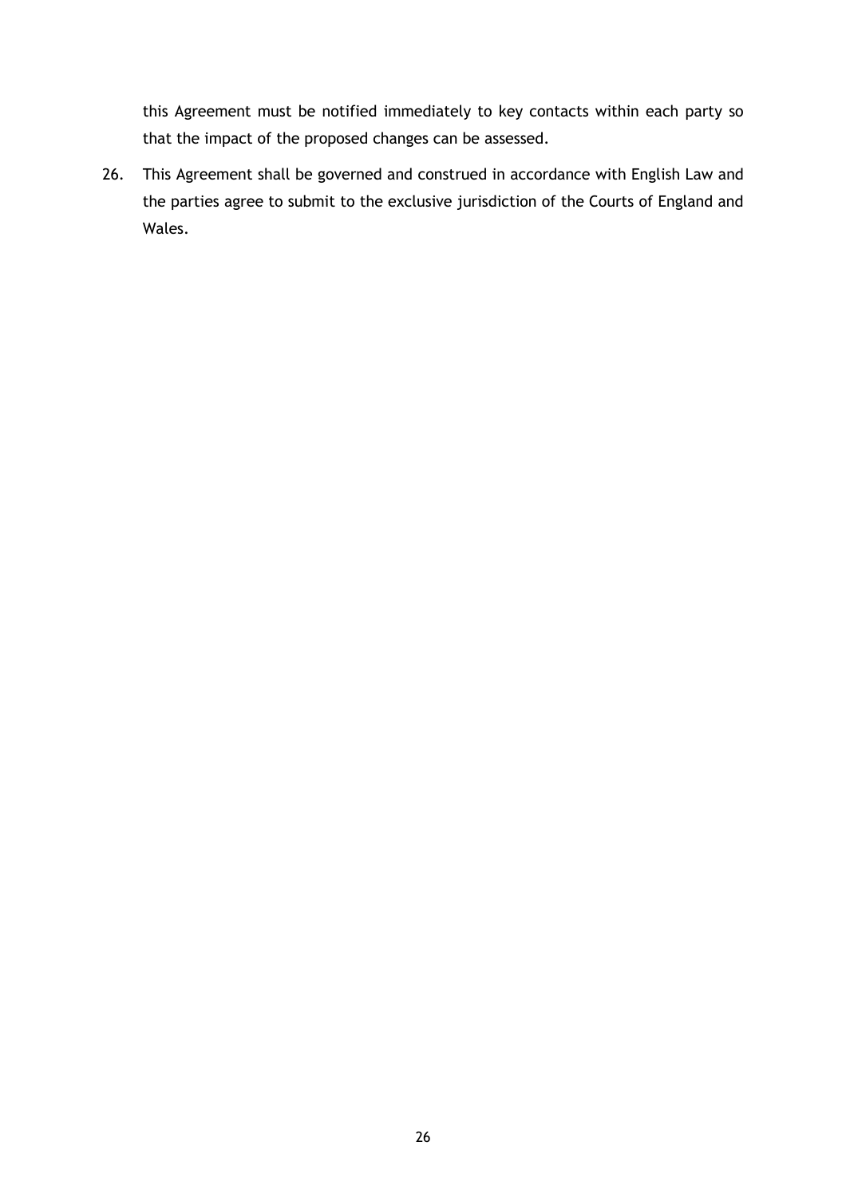this Agreement must be notified immediately to key contacts within each party so that the impact of the proposed changes can be assessed.

26. This Agreement shall be governed and construed in accordance with English Law and the parties agree to submit to the exclusive jurisdiction of the Courts of England and Wales.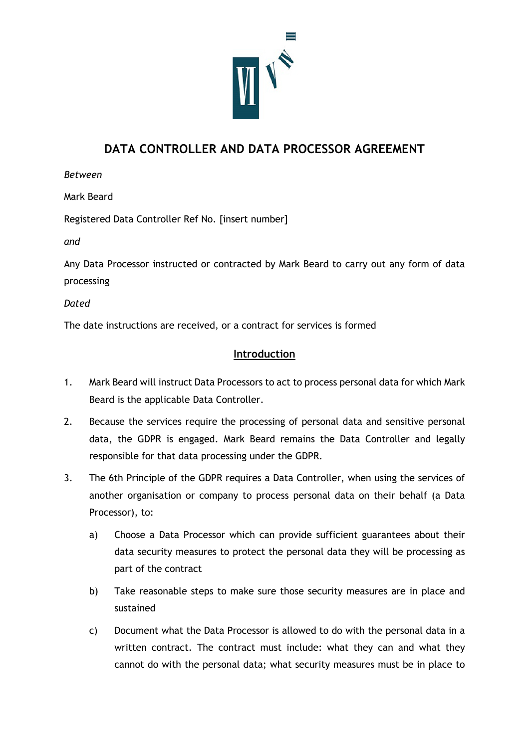# DATA CONTROLLER AND DATA PROCESSOR AGREEMENT

*Between*

Mark Beard

Registered Data Controller Ref No. [insert number]

*and*

Any Data Processor instructed or contracted by Mark Beard to carry out any form of data processing

*Dated*

The date instructions are received, or a contract for services is formed

## Introduction

1. Mark Beard will instruct Data Processors to act to process personal data for which Mark Beard is the applicable Data Controller.

2. Because the services require the processing of personal data and sensitive personal data, the GDPR is engaged. Mark Beard remains the Data Controller and legally responsible for that data processing under the GDPR.

3. The 6th Principle of the GDPR requires a Data Controller, when using the services of another organisation or company to process personal data on their behalf (a Data Processor), to:

   a) Choose a Data Processor which can provide sufficient guarantees about their data security measures to protect the personal data they will be processing as part of the contract

   b) Take reasonable steps to make sure those security measures are in place and sustained

   c) Document what the Data Processor is allowed to do with the personal data in a written contract. The contract must include: what they can and what they cannot do with the personal data; what security measures must be in place to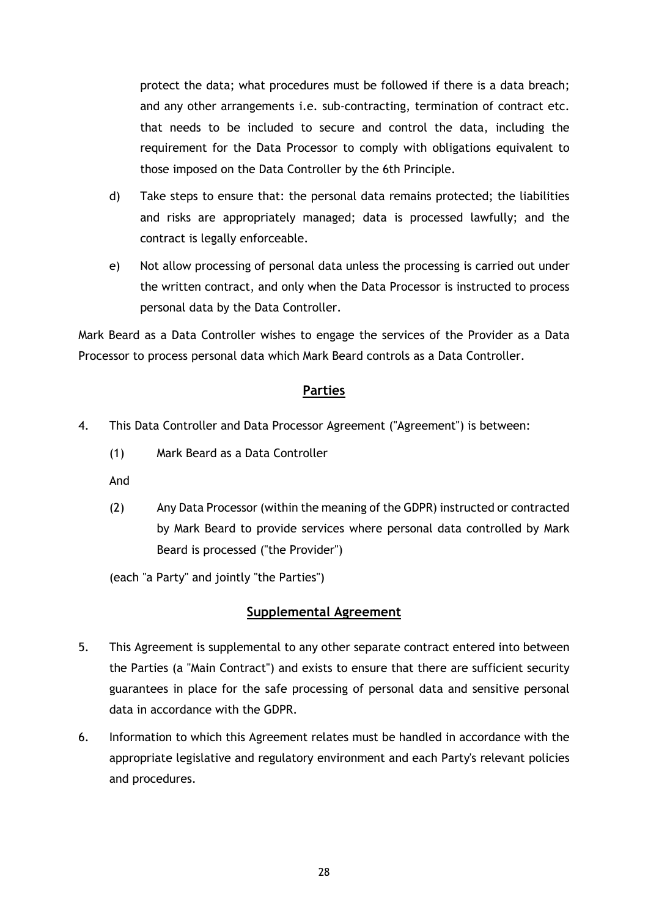protect the data; what procedures must be followed if there is a data breach; and any other arrangements i.e. sub-contracting, termination of contract etc. that needs to be included to secure and control the data, including the requirement for the Data Processor to comply with obligations equivalent to those imposed on the Data Controller by the 6th Principle.

d) Take steps to ensure that: the personal data remains protected; the liabilities and risks are appropriately managed; data is processed lawfully; and the contract is legally enforceable.

e) Not allow processing of personal data unless the processing is carried out under the written contract, and only when the Data Processor is instructed to process personal data by the Data Controller.

Mark Beard as a Data Controller wishes to engage the services of the Provider as a Data Processor to process personal data which Mark Beard controls as a Data Controller.

## Parties

4. This Data Controller and Data Processor Agreement ("Agreement") is between:

   (1) Mark Beard as a Data Controller

   And

   (2) Any Data Processor (within the meaning of the GDPR) instructed or contracted by Mark Beard to provide services where personal data controlled by Mark Beard is processed ("the Provider")

   (each "a Party" and jointly "the Parties")

## Supplemental Agreement

5. This Agreement is supplemental to any other separate contract entered into between the Parties (a "Main Contract") and exists to ensure that there are sufficient security guarantees in place for the safe processing of personal data and sensitive personal data in accordance with the GDPR.

6. Information to which this Agreement relates must be handled in accordance with the appropriate legislative and regulatory environment and each Party's relevant policies and procedures.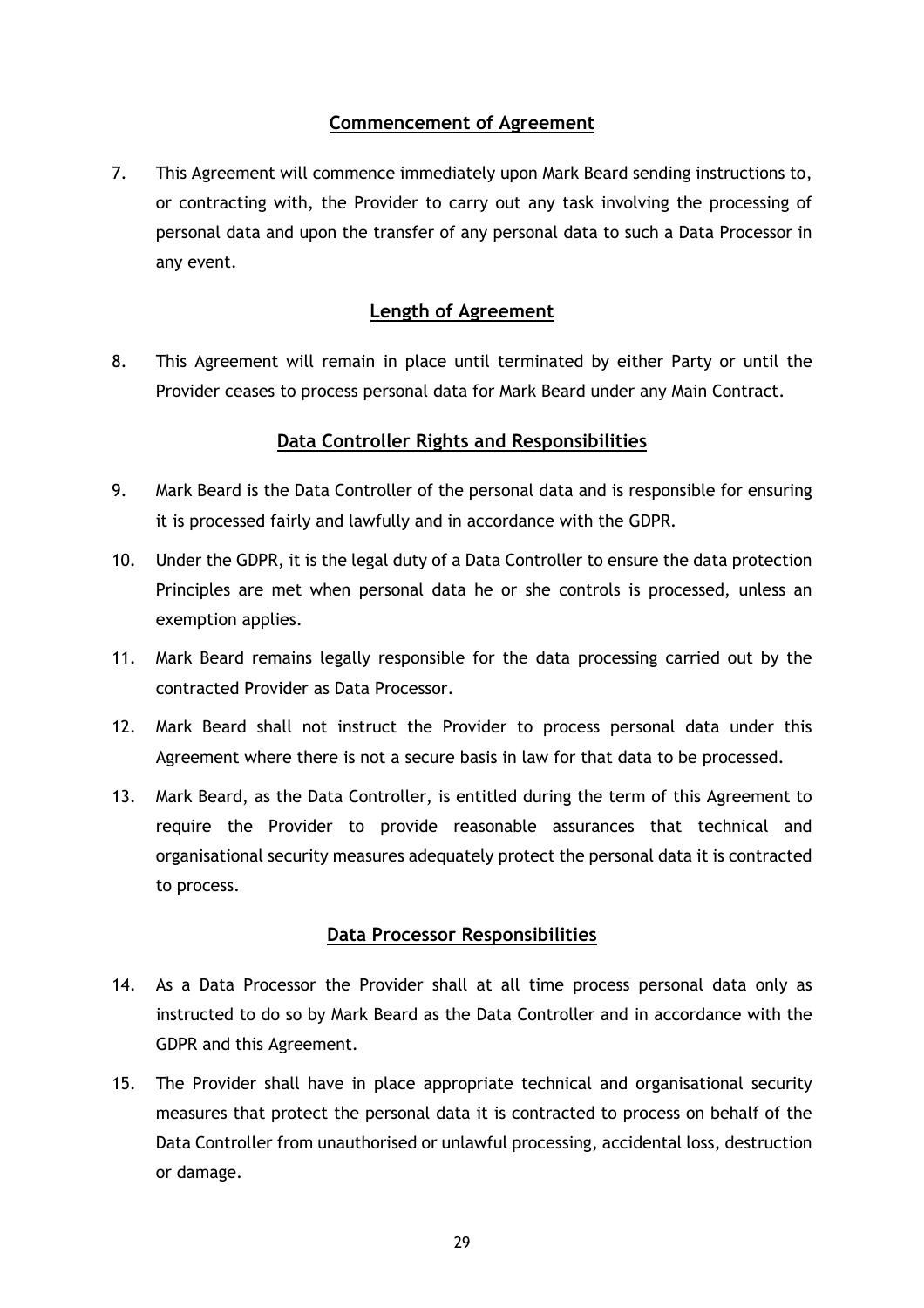## Commencement of Agreement

7. This Agreement will commence immediately upon Mark Beard sending instructions to, or contracting with, the Provider to carry out any task involving the processing of personal data and upon the transfer of any personal data to such a Data Processor in any event.

## Length of Agreement

8. This Agreement will remain in place until terminated by either Party or until the Provider ceases to process personal data for Mark Beard under any Main Contract.

## Data Controller Rights and Responsibilities

9. Mark Beard is the Data Controller of the personal data and is responsible for ensuring it is processed fairly and lawfully and in accordance with the GDPR.

10. Under the GDPR, it is the legal duty of a Data Controller to ensure the data protection Principles are met when personal data he or she controls is processed, unless an exemption applies.

11. Mark Beard remains legally responsible for the data processing carried out by the contracted Provider as Data Processor.

12. Mark Beard shall not instruct the Provider to process personal data under this Agreement where there is not a secure basis in law for that data to be processed.

13. Mark Beard, as the Data Controller, is entitled during the term of this Agreement to require the Provider to provide reasonable assurances that technical and organisational security measures adequately protect the personal data it is contracted to process.

## Data Processor Responsibilities

14. As a Data Processor the Provider shall at all time process personal data only as instructed to do so by Mark Beard as the Data Controller and in accordance with the GDPR and this Agreement.

15. The Provider shall have in place appropriate technical and organisational security measures that protect the personal data it is contracted to process on behalf of the Data Controller from unauthorised or unlawful processing, accidental loss, destruction or damage.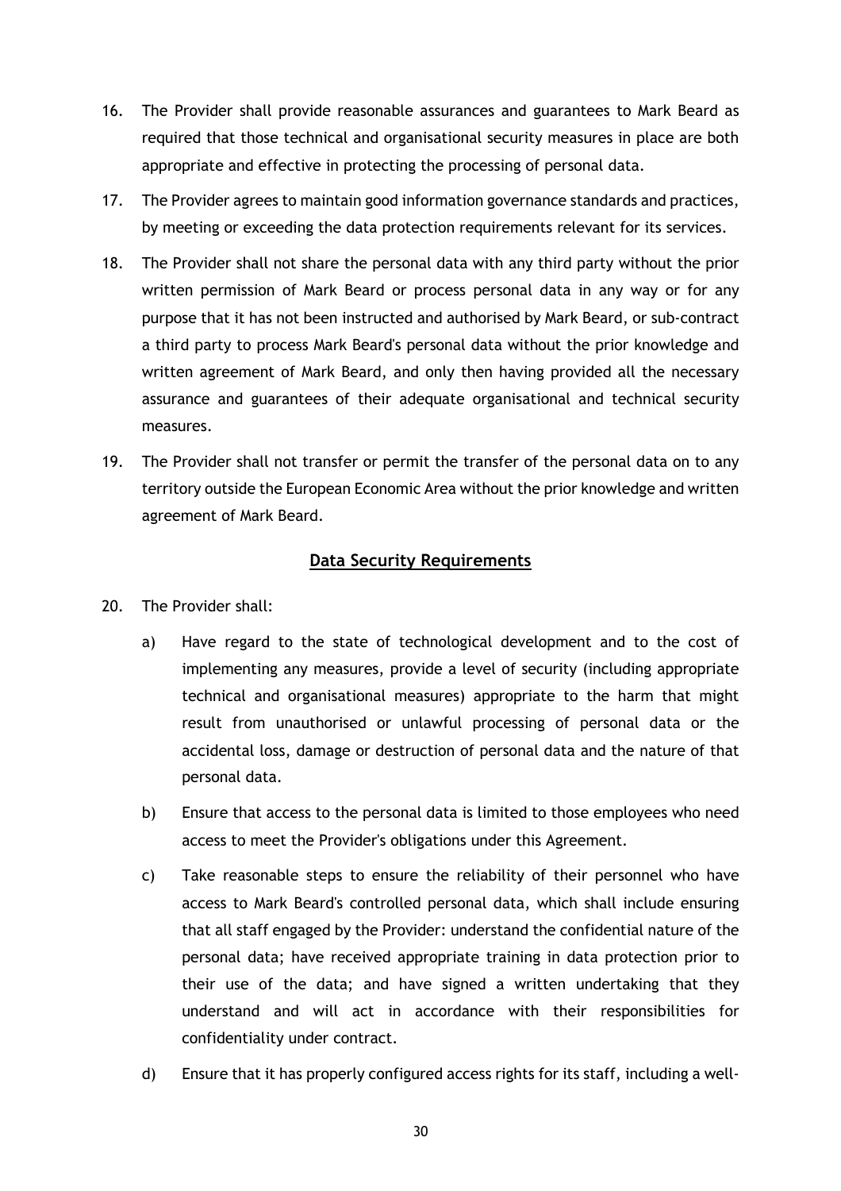16. The Provider shall provide reasonable assurances and guarantees to Mark Beard as required that those technical and organisational security measures in place are both appropriate and effective in protecting the processing of personal data.

17. The Provider agrees to maintain good information governance standards and practices, by meeting or exceeding the data protection requirements relevant for its services.

18. The Provider shall not share the personal data with any third party without the prior written permission of Mark Beard or process personal data in any way or for any purpose that it has not been instructed and authorised by Mark Beard, or sub-contract a third party to process Mark Beard's personal data without the prior knowledge and written agreement of Mark Beard, and only then having provided all the necessary assurance and guarantees of their adequate organisational and technical security measures.

19. The Provider shall not transfer or permit the transfer of the personal data on to any territory outside the European Economic Area without the prior knowledge and written agreement of Mark Beard.

## Data Security Requirements

20. The Provider shall:

    a) Have regard to the state of technological development and to the cost of implementing any measures, provide a level of security (including appropriate technical and organisational measures) appropriate to the harm that might result from unauthorised or unlawful processing of personal data or the accidental loss, damage or destruction of personal data and the nature of that personal data.

    b) Ensure that access to the personal data is limited to those employees who need access to meet the Provider's obligations under this Agreement.

    c) Take reasonable steps to ensure the reliability of their personnel who have access to Mark Beard's controlled personal data, which shall include ensuring that all staff engaged by the Provider: understand the confidential nature of the personal data; have received appropriate training in data protection prior to their use of the data; and have signed a written undertaking that they understand and will act in accordance with their responsibilities for confidentiality under contract.

    d) Ensure that it has properly configured access rights for its staff, including a well-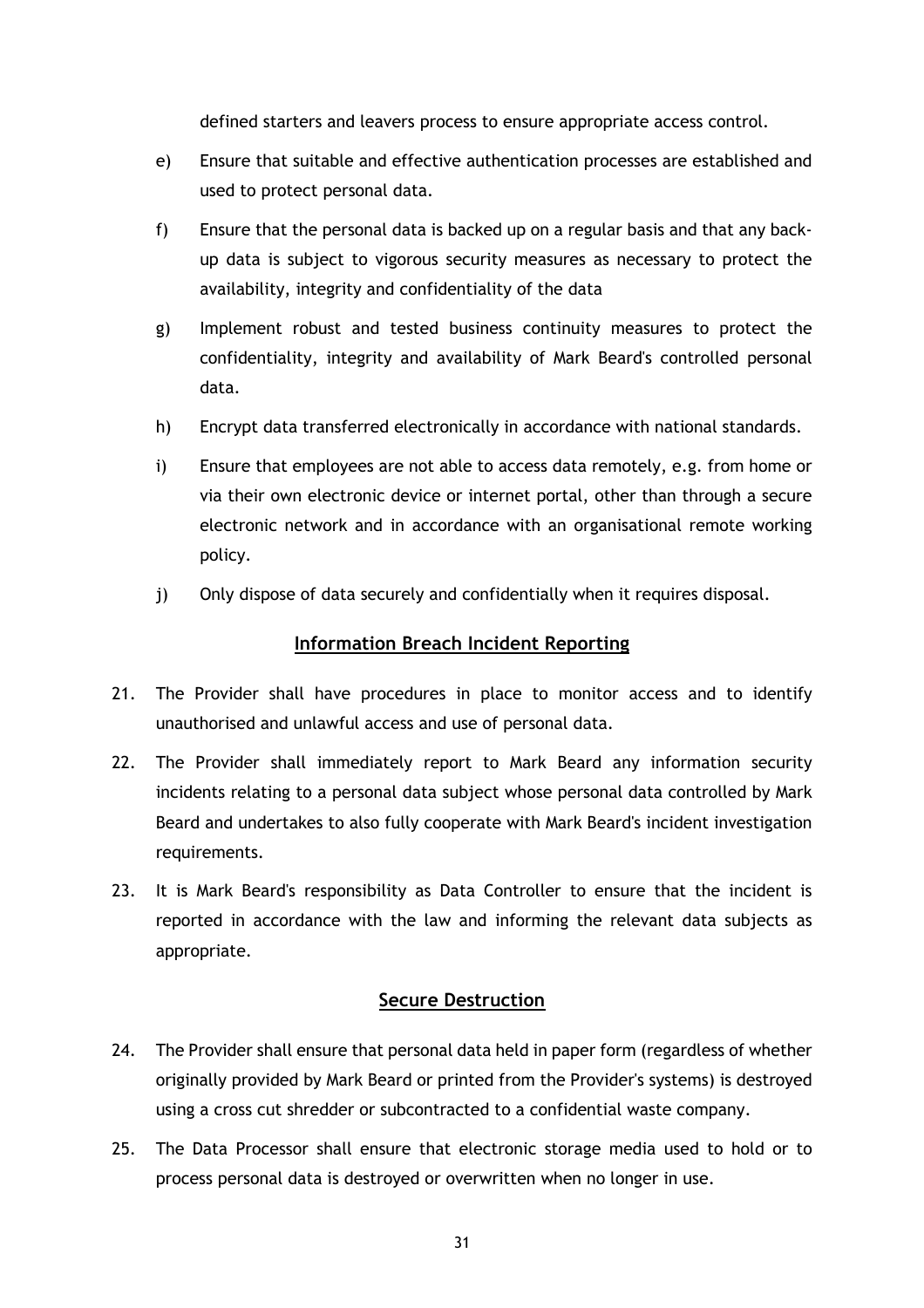defined starters and leavers process to ensure appropriate access control.

e) Ensure that suitable and effective authentication processes are established and used to protect personal data.

f) Ensure that the personal data is backed up on a regular basis and that any back-up data is subject to vigorous security measures as necessary to protect the availability, integrity and confidentiality of the data

g) Implement robust and tested business continuity measures to protect the confidentiality, integrity and availability of Mark Beard's controlled personal data.

h) Encrypt data transferred electronically in accordance with national standards.

i) Ensure that employees are not able to access data remotely, e.g. from home or via their own electronic device or internet portal, other than through a secure electronic network and in accordance with an organisational remote working policy.

j) Only dispose of data securely and confidentially when it requires disposal.

## Information Breach Incident Reporting

21. The Provider shall have procedures in place to monitor access and to identify unauthorised and unlawful access and use of personal data.

22. The Provider shall immediately report to Mark Beard any information security incidents relating to a personal data subject whose personal data controlled by Mark Beard and undertakes to also fully cooperate with Mark Beard's incident investigation requirements.

23. It is Mark Beard's responsibility as Data Controller to ensure that the incident is reported in accordance with the law and informing the relevant data subjects as appropriate.

## Secure Destruction

24. The Provider shall ensure that personal data held in paper form (regardless of whether originally provided by Mark Beard or printed from the Provider's systems) is destroyed using a cross cut shredder or subcontracted to a confidential waste company.

25. The Data Processor shall ensure that electronic storage media used to hold or to process personal data is destroyed or overwritten when no longer in use.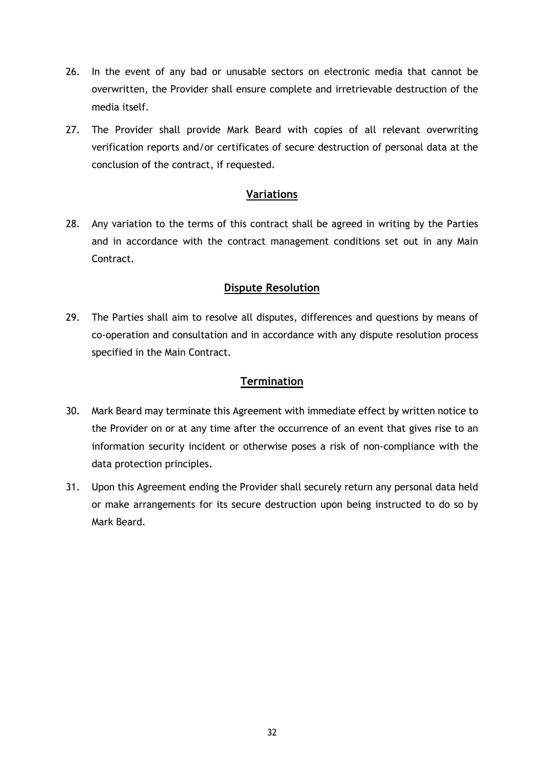26. In the event of any bad or unusable sectors on electronic media that cannot be overwritten, the Provider shall ensure complete and irretrievable destruction of the media itself.

27. The Provider shall provide Mark Beard with copies of all relevant overwriting verification reports and/or certificates of secure destruction of personal data at the conclusion of the contract, if requested.

## Variations

28. Any variation to the terms of this contract shall be agreed in writing by the Parties and in accordance with the contract management conditions set out in any Main Contract.

## Dispute Resolution

29. The Parties shall aim to resolve all disputes, differences and questions by means of co-operation and consultation and in accordance with any dispute resolution process specified in the Main Contract.

## Termination

30. Mark Beard may terminate this Agreement with immediate effect by written notice to the Provider on or at any time after the occurrence of an event that gives rise to an information security incident or otherwise poses a risk of non-compliance with the data protection principles.

31. Upon this Agreement ending the Provider shall securely return any personal data held or make arrangements for its secure destruction upon being instructed to do so by Mark Beard.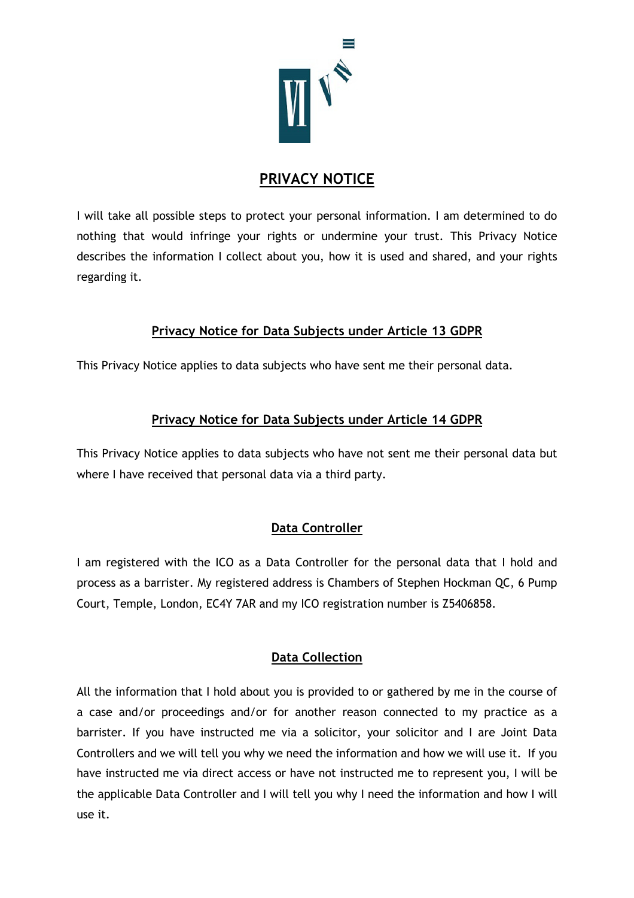# PRIVACY NOTICE

I will take all possible steps to protect your personal information. I am determined to do nothing that would infringe your rights or undermine your trust. This Privacy Notice describes the information I collect about you, how it is used and shared, and your rights regarding it.

## Privacy Notice for Data Subjects under Article 13 GDPR

This Privacy Notice applies to data subjects who have sent me their personal data.

## Privacy Notice for Data Subjects under Article 14 GDPR

This Privacy Notice applies to data subjects who have not sent me their personal data but where I have received that personal data via a third party.

## Data Controller

I am registered with the ICO as a Data Controller for the personal data that I hold and process as a barrister. My registered address is Chambers of Stephen Hockman QC, 6 Pump Court, Temple, London, EC4Y 7AR and my ICO registration number is Z5406858.

## Data Collection

All the information that I hold about you is provided to or gathered by me in the course of a case and/or proceedings and/or for another reason connected to my practice as a barrister. If you have instructed me via a solicitor, your solicitor and I are Joint Data Controllers and we will tell you why we need the information and how we will use it. If you have instructed me via direct access or have not instructed me to represent you, I will be the applicable Data Controller and I will tell you why I need the information and how I will use it.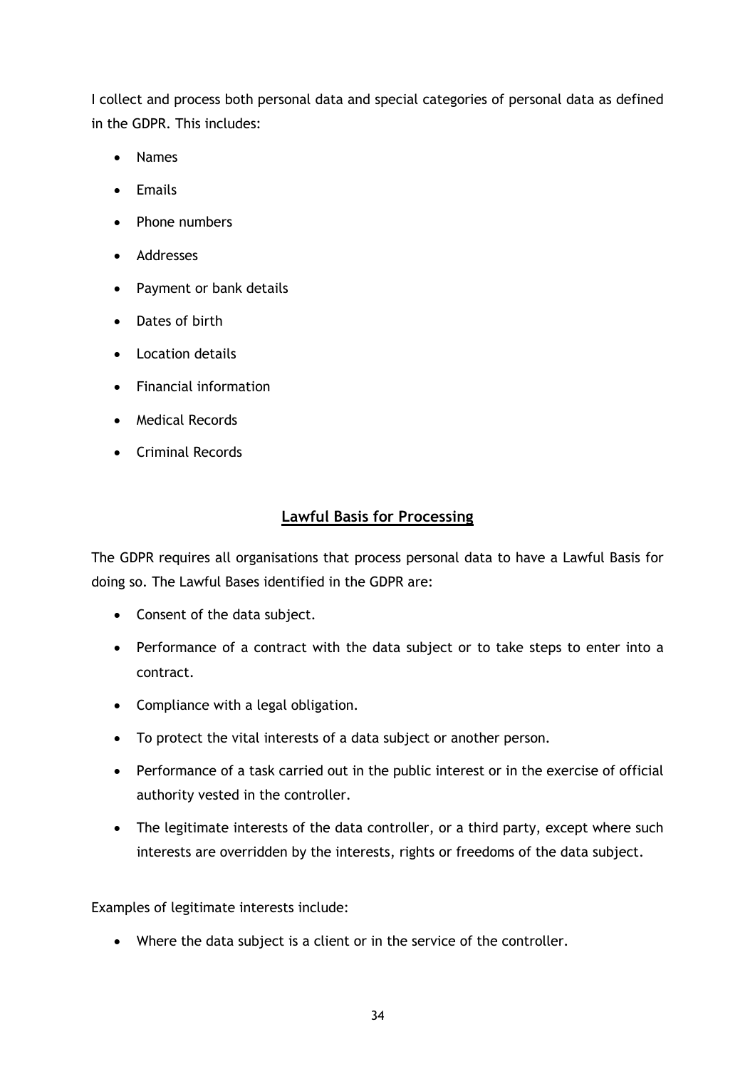I collect and process both personal data and special categories of personal data as defined in the GDPR. This includes:

- Names
- Emails
- Phone numbers
- Addresses
- Payment or bank details
- Dates of birth
- Location details
- Financial information
- Medical Records
- Criminal Records

## **Lawful Basis for Processing**

The GDPR requires all organisations that process personal data to have a Lawful Basis for doing so. The Lawful Bases identified in the GDPR are:

- Consent of the data subject.
- Performance of a contract with the data subject or to take steps to enter into a contract.
- Compliance with a legal obligation.
- To protect the vital interests of a data subject or another person.
- Performance of a task carried out in the public interest or in the exercise of official authority vested in the controller.
- The legitimate interests of the data controller, or a third party, except where such interests are overridden by the interests, rights or freedoms of the data subject.

Examples of legitimate interests include:

- Where the data subject is a client or in the service of the controller.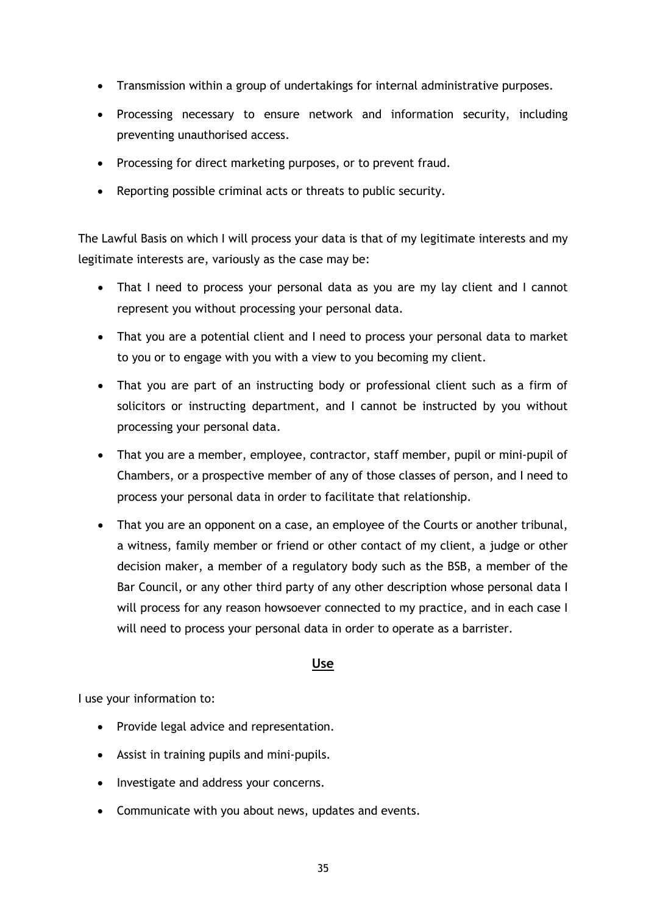- Transmission within a group of undertakings for internal administrative purposes.
- Processing necessary to ensure network and information security, including preventing unauthorised access.
- Processing for direct marketing purposes, or to prevent fraud.
- Reporting possible criminal acts or threats to public security.

The Lawful Basis on which I will process your data is that of my legitimate interests and my legitimate interests are, variously as the case may be:

- That I need to process your personal data as you are my lay client and I cannot represent you without processing your personal data.
- That you are a potential client and I need to process your personal data to market to you or to engage with you with a view to you becoming my client.
- That you are part of an instructing body or professional client such as a firm of solicitors or instructing department, and I cannot be instructed by you without processing your personal data.
- That you are a member, employee, contractor, staff member, pupil or mini-pupil of Chambers, or a prospective member of any of those classes of person, and I need to process your personal data in order to facilitate that relationship.
- That you are an opponent on a case, an employee of the Courts or another tribunal, a witness, family member or friend or other contact of my client, a judge or other decision maker, a member of a regulatory body such as the BSB, a member of the Bar Council, or any other third party of any other description whose personal data I will process for any reason howsoever connected to my practice, and in each case I will need to process your personal data in order to operate as a barrister.

## Use

I use your information to:

- Provide legal advice and representation.
- Assist in training pupils and mini-pupils.
- Investigate and address your concerns.
- Communicate with you about news, updates and events.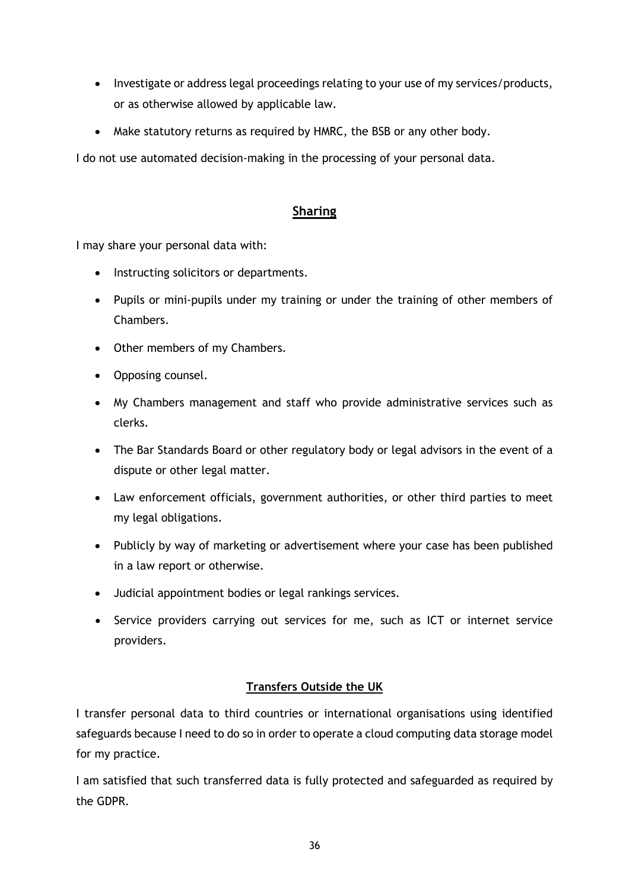- Investigate or address legal proceedings relating to your use of my services/products, or as otherwise allowed by applicable law.
- Make statutory returns as required by HMRC, the BSB or any other body.

I do not use automated decision-making in the processing of your personal data.

## Sharing

I may share your personal data with:

- Instructing solicitors or departments.
- Pupils or mini-pupils under my training or under the training of other members of Chambers.
- Other members of my Chambers.
- Opposing counsel.
- My Chambers management and staff who provide administrative services such as clerks.
- The Bar Standards Board or other regulatory body or legal advisors in the event of a dispute or other legal matter.
- Law enforcement officials, government authorities, or other third parties to meet my legal obligations.
- Publicly by way of marketing or advertisement where your case has been published in a law report or otherwise.
- Judicial appointment bodies or legal rankings services.
- Service providers carrying out services for me, such as ICT or internet service providers.

### Transfers Outside the UK

I transfer personal data to third countries or international organisations using identified safeguards because I need to do so in order to operate a cloud computing data storage model for my practice.

I am satisfied that such transferred data is fully protected and safeguarded as required by the GDPR.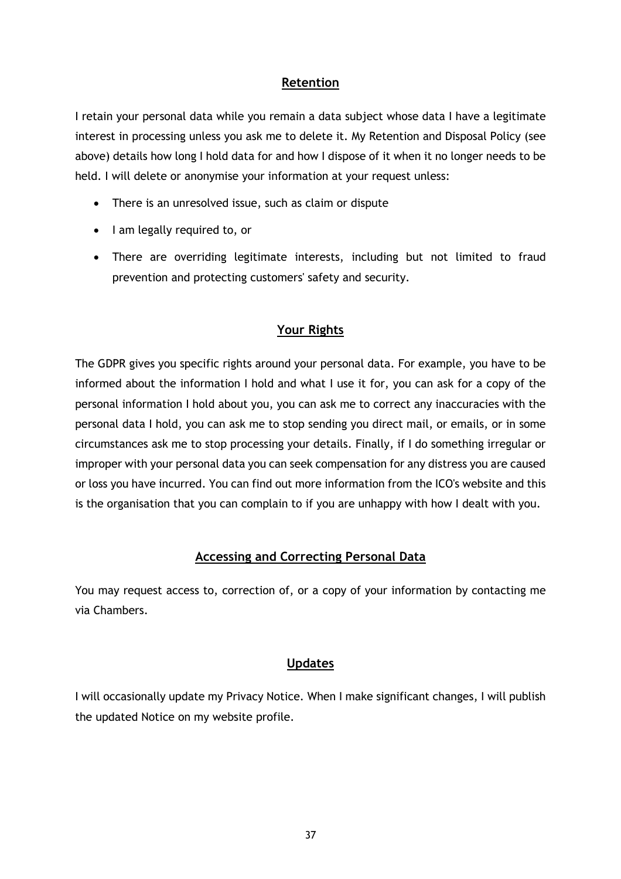## Retention

I retain your personal data while you remain a data subject whose data I have a legitimate interest in processing unless you ask me to delete it. My Retention and Disposal Policy (see above) details how long I hold data for and how I dispose of it when it no longer needs to be held. I will delete or anonymise your information at your request unless:

- There is an unresolved issue, such as claim or dispute
- I am legally required to, or
- There are overriding legitimate interests, including but not limited to fraud prevention and protecting customers' safety and security.

## Your Rights

The GDPR gives you specific rights around your personal data. For example, you have to be informed about the information I hold and what I use it for, you can ask for a copy of the personal information I hold about you, you can ask me to correct any inaccuracies with the personal data I hold, you can ask me to stop sending you direct mail, or emails, or in some circumstances ask me to stop processing your details. Finally, if I do something irregular or improper with your personal data you can seek compensation for any distress you are caused or loss you have incurred. You can find out more information from the ICO's website and this is the organisation that you can complain to if you are unhappy with how I dealt with you.

## Accessing and Correcting Personal Data

You may request access to, correction of, or a copy of your information by contacting me via Chambers.

## Updates

I will occasionally update my Privacy Notice. When I make significant changes, I will publish the updated Notice on my website profile.